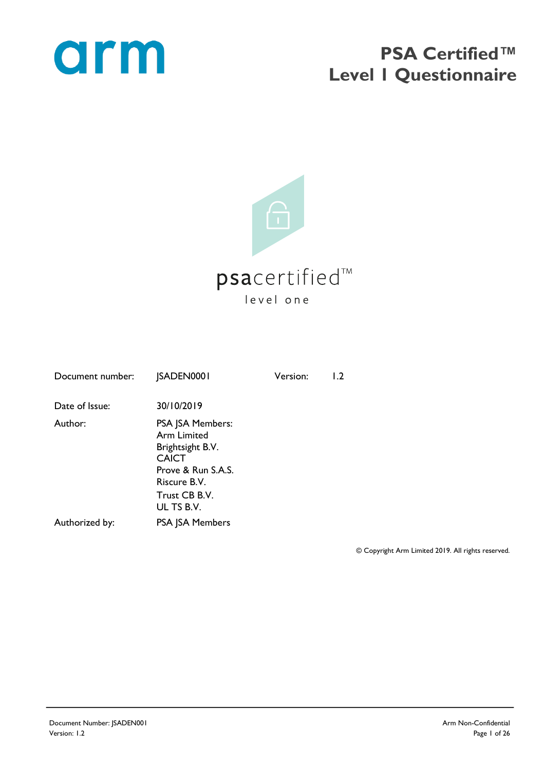arm

# PSA Certified™ Level 1 Questionnaire

psacertified™

level one

| | | | |
|---|---|---|---|
| Document number: | JSADEN0001 | Version: | 1.2 |
| Date of Issue: | 30/10/2019 | | |
| Author: | PSA JSA Members:<br>Arm Limited<br>Brightsight B.V.<br>CAICT<br>Prove & Run S.A.S.<br>Riscure B.V.<br>Trust CB B.V.<br>UL TS B.V. | | |
| Authorized by: | PSA JSA Members | | |

© Copyright Arm Limited 2019. All rights reserved.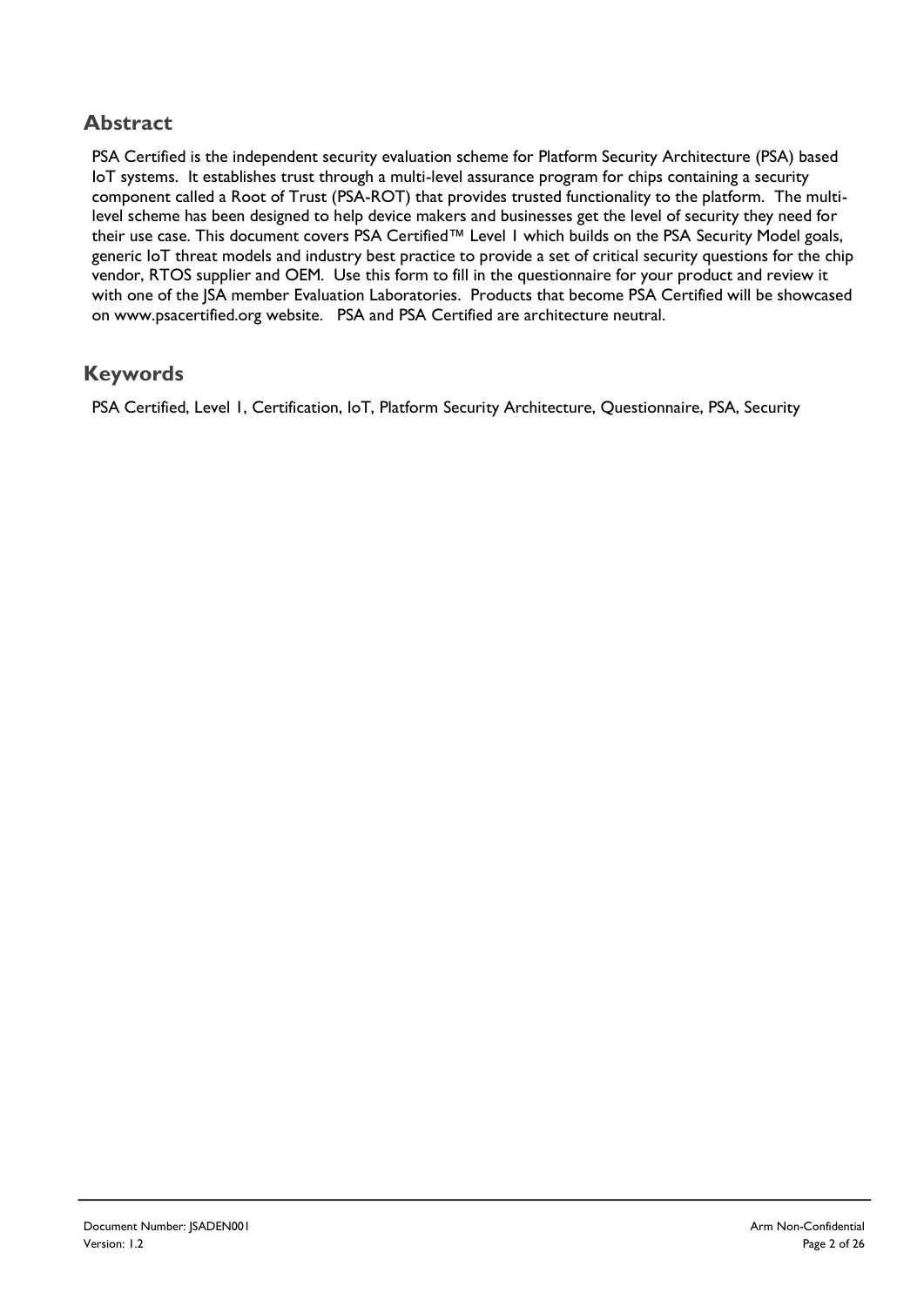## Abstract

PSA Certified is the independent security evaluation scheme for Platform Security Architecture (PSA) based IoT systems. It establishes trust through a multi-level assurance program for chips containing a security component called a Root of Trust (PSA-ROT) that provides trusted functionality to the platform. The multi-level scheme has been designed to help device makers and businesses get the level of security they need for their use case. This document covers PSA Certified™ Level 1 which builds on the PSA Security Model goals, generic IoT threat models and industry best practice to provide a set of critical security questions for the chip vendor, RTOS supplier and OEM. Use this form to fill in the questionnaire for your product and review it with one of the JSA member Evaluation Laboratories. Products that become PSA Certified will be showcased on www.psacertified.org website. PSA and PSA Certified are architecture neutral.

## Keywords

PSA Certified, Level 1, Certification, IoT, Platform Security Architecture, Questionnaire, PSA, Security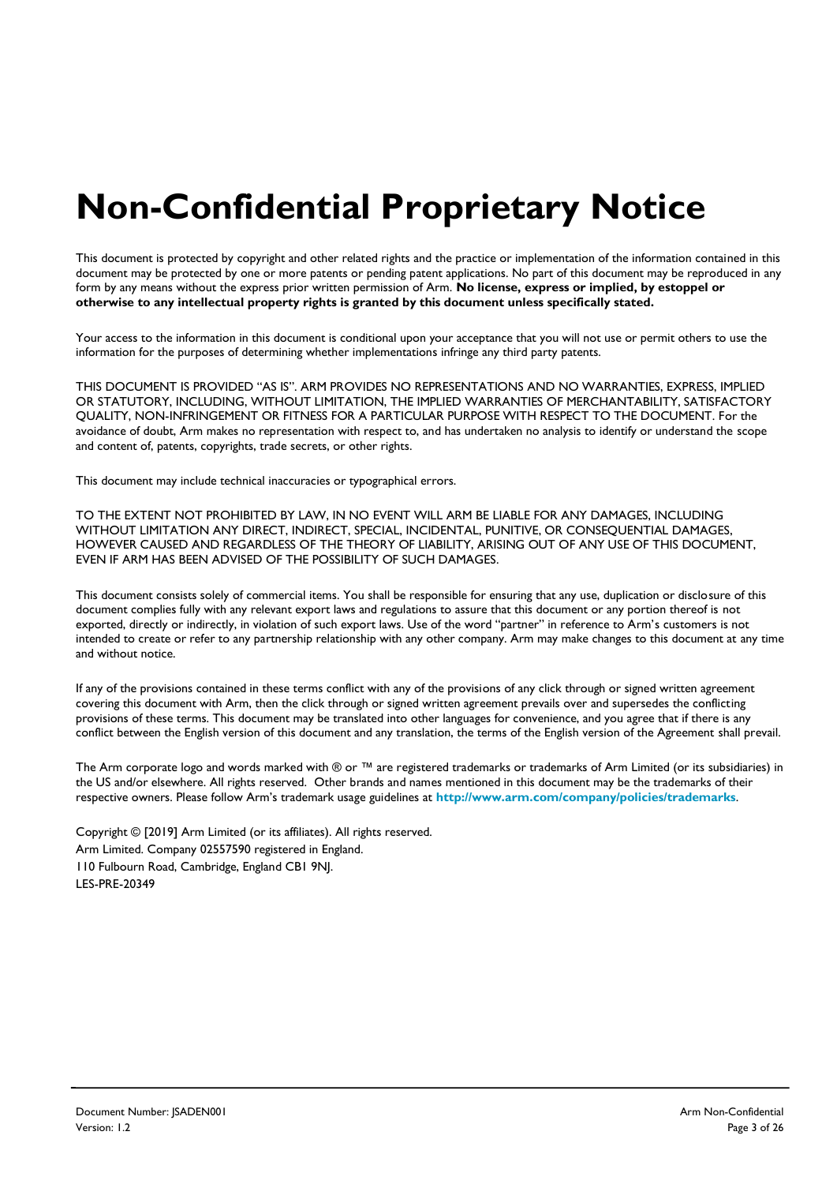# Non-Confidential Proprietary Notice

This document is protected by copyright and other related rights and the practice or implementation of the information contained in this document may be protected by one or more patents or pending patent applications. No part of this document may be reproduced in any form by any means without the express prior written permission of Arm. **No license, express or implied, by estoppel or otherwise to any intellectual property rights is granted by this document unless specifically stated.**

Your access to the information in this document is conditional upon your acceptance that you will not use or permit others to use the information for the purposes of determining whether implementations infringe any third party patents.

THIS DOCUMENT IS PROVIDED "AS IS". ARM PROVIDES NO REPRESENTATIONS AND NO WARRANTIES, EXPRESS, IMPLIED OR STATUTORY, INCLUDING, WITHOUT LIMITATION, THE IMPLIED WARRANTIES OF MERCHANTABILITY, SATISFACTORY QUALITY, NON-INFRINGEMENT OR FITNESS FOR A PARTICULAR PURPOSE WITH RESPECT TO THE DOCUMENT. For the avoidance of doubt, Arm makes no representation with respect to, and has undertaken no analysis to identify or understand the scope and content of, patents, copyrights, trade secrets, or other rights.

This document may include technical inaccuracies or typographical errors.

TO THE EXTENT NOT PROHIBITED BY LAW, IN NO EVENT WILL ARM BE LIABLE FOR ANY DAMAGES, INCLUDING WITHOUT LIMITATION ANY DIRECT, INDIRECT, SPECIAL, INCIDENTAL, PUNITIVE, OR CONSEQUENTIAL DAMAGES, HOWEVER CAUSED AND REGARDLESS OF THE THEORY OF LIABILITY, ARISING OUT OF ANY USE OF THIS DOCUMENT, EVEN IF ARM HAS BEEN ADVISED OF THE POSSIBILITY OF SUCH DAMAGES.

This document consists solely of commercial items. You shall be responsible for ensuring that any use, duplication or disclosure of this document complies fully with any relevant export laws and regulations to assure that this document or any portion thereof is not exported, directly or indirectly, in violation of such export laws. Use of the word "partner" in reference to Arm's customers is not intended to create or refer to any partnership relationship with any other company. Arm may make changes to this document at any time and without notice.

If any of the provisions contained in these terms conflict with any of the provisions of any click through or signed written agreement covering this document with Arm, then the click through or signed written agreement prevails over and supersedes the conflicting provisions of these terms. This document may be translated into other languages for convenience, and you agree that if there is any conflict between the English version of this document and any translation, the terms of the English version of the Agreement shall prevail.

The Arm corporate logo and words marked with ® or ™ are registered trademarks or trademarks of Arm Limited (or its subsidiaries) in the US and/or elsewhere. All rights reserved. Other brands and names mentioned in this document may be the trademarks of their respective owners. Please follow Arm's trademark usage guidelines at **http://www.arm.com/company/policies/trademarks**.

Copyright © [2019] Arm Limited (or its affiliates). All rights reserved.
Arm Limited. Company 02557590 registered in England.
110 Fulbourn Road, Cambridge, England CB1 9NJ.
LES-PRE-20349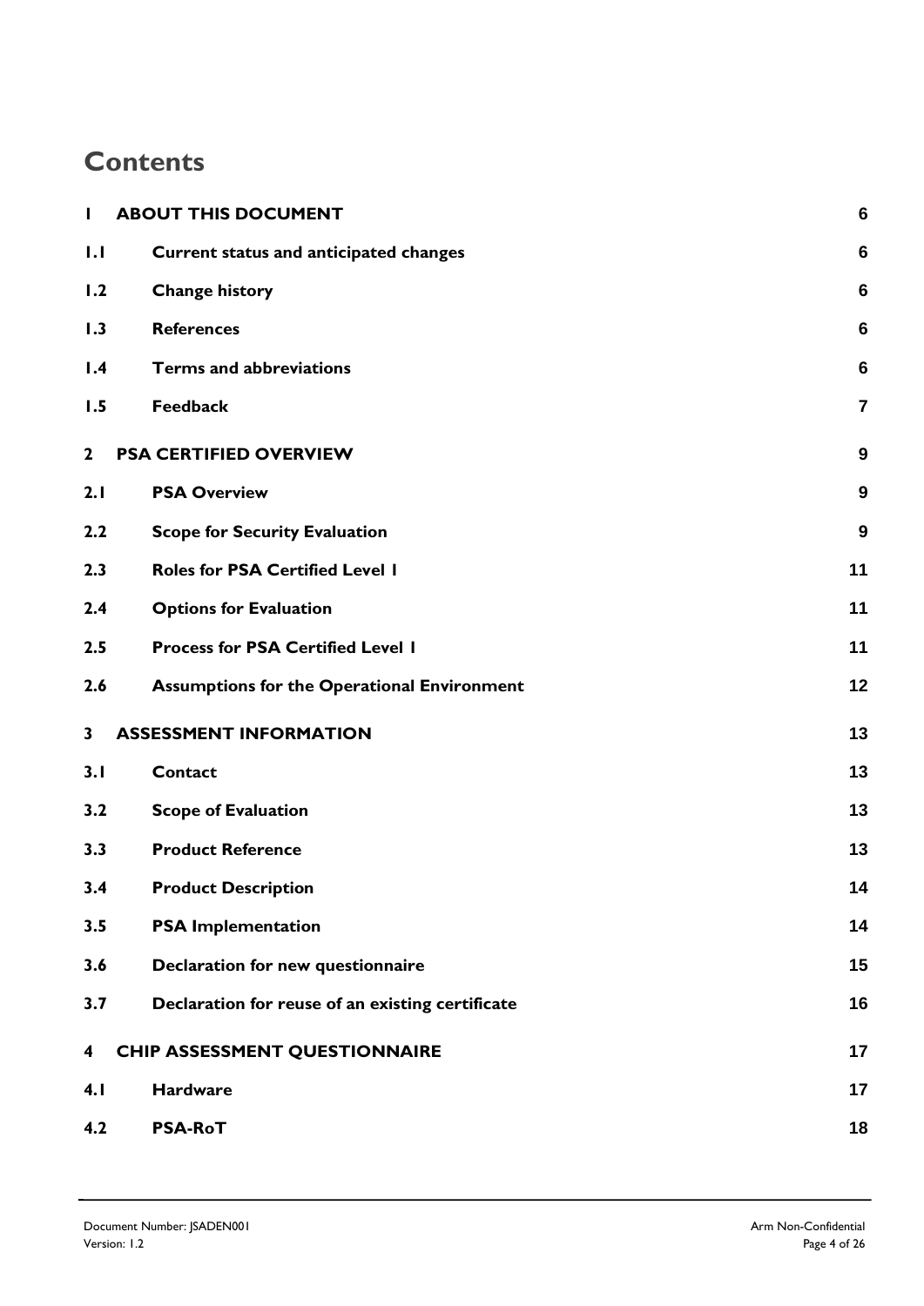# Contents

| | | |
|---|---|---|
| **1** | **ABOUT THIS DOCUMENT** | **6** |
| **1.1** | **Current status and anticipated changes** | **6** |
| **1.2** | **Change history** | **6** |
| **1.3** | **References** | **6** |
| **1.4** | **Terms and abbreviations** | **6** |
| **1.5** | **Feedback** | **7** |
| **2** | **PSA CERTIFIED OVERVIEW** | **9** |
| **2.1** | **PSA Overview** | **9** |
| **2.2** | **Scope for Security Evaluation** | **9** |
| **2.3** | **Roles for PSA Certified Level 1** | **11** |
| **2.4** | **Options for Evaluation** | **11** |
| **2.5** | **Process for PSA Certified Level 1** | **11** |
| **2.6** | **Assumptions for the Operational Environment** | **12** |
| **3** | **ASSESSMENT INFORMATION** | **13** |
| **3.1** | **Contact** | **13** |
| **3.2** | **Scope of Evaluation** | **13** |
| **3.3** | **Product Reference** | **13** |
| **3.4** | **Product Description** | **14** |
| **3.5** | **PSA Implementation** | **14** |
| **3.6** | **Declaration for new questionnaire** | **15** |
| **3.7** | **Declaration for reuse of an existing certificate** | **16** |
| **4** | **CHIP ASSESSMENT QUESTIONNAIRE** | **17** |
| **4.1** | **Hardware** | **17** |
| **4.2** | **PSA-RoT** | **18** |

Document Number: JSADEN001
Version: 1.2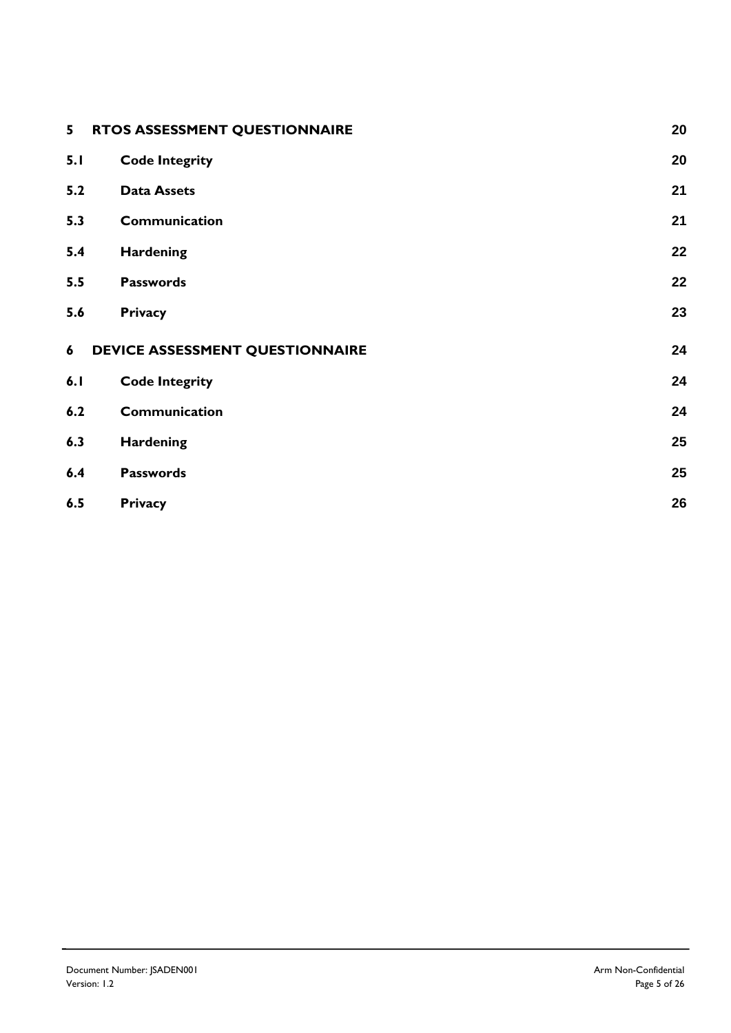| | | |
|---|---|---|
| **5** | **RTOS ASSESSMENT QUESTIONNAIRE** | **20** |
| **5.1** | **Code Integrity** | **20** |
| **5.2** | **Data Assets** | **21** |
| **5.3** | **Communication** | **21** |
| **5.4** | **Hardening** | **22** |
| **5.5** | **Passwords** | **22** |
| **5.6** | **Privacy** | **23** |
| **6** | **DEVICE ASSESSMENT QUESTIONNAIRE** | **24** |
| **6.1** | **Code Integrity** | **24** |
| **6.2** | **Communication** | **24** |
| **6.3** | **Hardening** | **25** |
| **6.4** | **Passwords** | **25** |
| **6.5** | **Privacy** | **26** |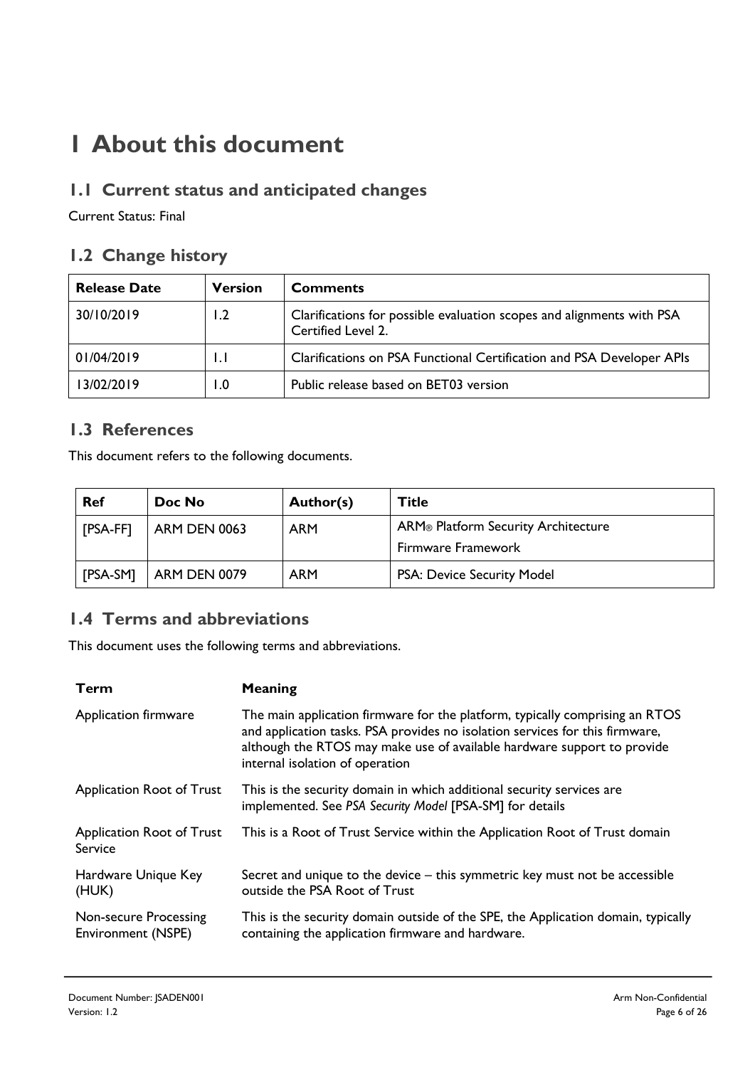# 1 About this document

## 1.1 Current status and anticipated changes

Current Status: Final

## 1.2 Change history

| Release Date | Version | Comments |
|---|---|---|
| 30/10/2019 | 1.2 | Clarifications for possible evaluation scopes and alignments with PSA Certified Level 2. |
| 01/04/2019 | 1.1 | Clarifications on PSA Functional Certification and PSA Developer APIs |
| 13/02/2019 | 1.0 | Public release based on BET03 version |

## 1.3 References

This document refers to the following documents.

| Ref | Doc No | Author(s) | Title |
|---|---|---|---|
| [PSA-FF] | ARM DEN 0063 | ARM | ARM® Platform Security Architecture Firmware Framework |
| [PSA-SM] | ARM DEN 0079 | ARM | PSA: Device Security Model |

## 1.4 Terms and abbreviations

This document uses the following terms and abbreviations.

| Term | Meaning |
|---|---|
| Application firmware | The main application firmware for the platform, typically comprising an RTOS and application tasks. PSA provides no isolation services for this firmware, although the RTOS may make use of available hardware support to provide internal isolation of operation |
| Application Root of Trust | This is the security domain in which additional security services are implemented. See *PSA Security Model* [PSA-SM] for details |
| Application Root of Trust Service | This is a Root of Trust Service within the Application Root of Trust domain |
| Hardware Unique Key (HUK) | Secret and unique to the device – this symmetric key must not be accessible outside the PSA Root of Trust |
| Non-secure Processing Environment (NSPE) | This is the security domain outside of the SPE, the Application domain, typically containing the application firmware and hardware. |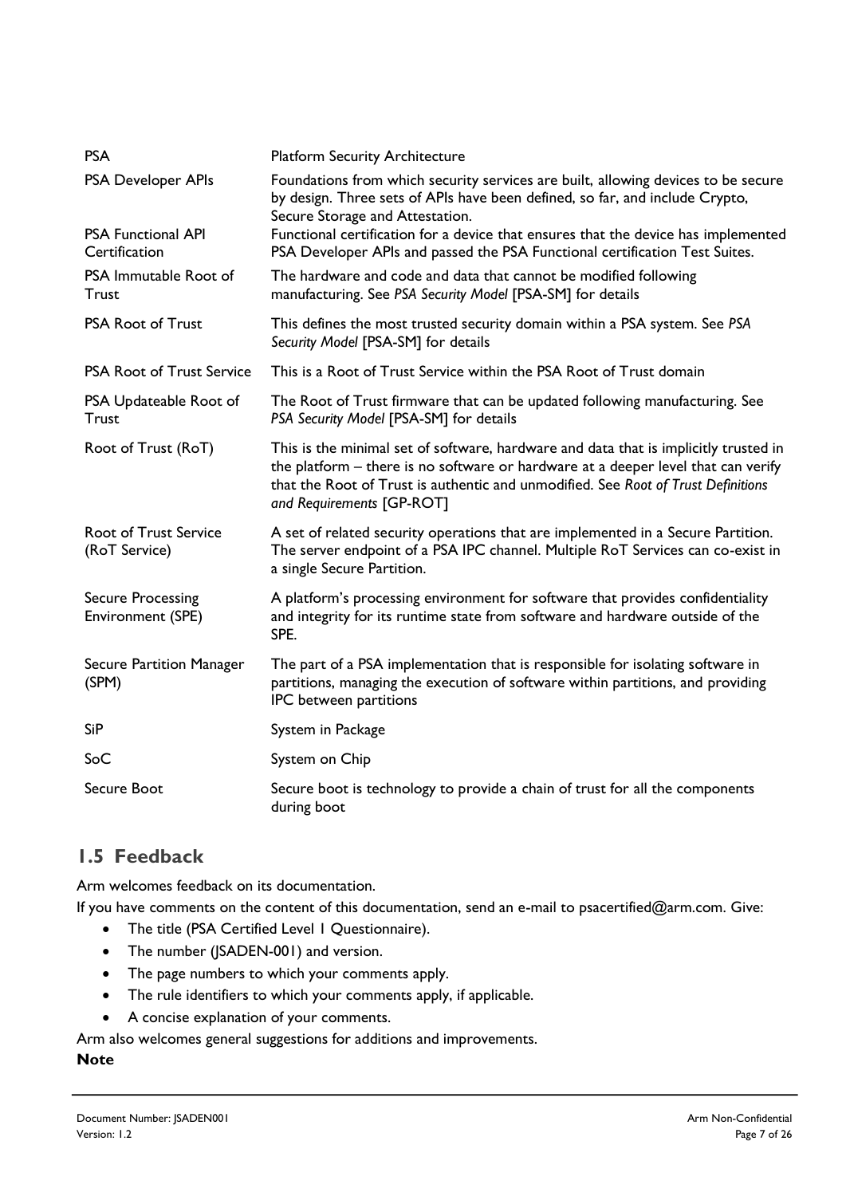| | |
|---|---|
| PSA | Platform Security Architecture |
| PSA Developer APIs | Foundations from which security services are built, allowing devices to be secure by design. Three sets of APIs have been defined, so far, and include Crypto, Secure Storage and Attestation. |
| PSA Functional API Certification | Functional certification for a device that ensures that the device has implemented PSA Developer APIs and passed the PSA Functional certification Test Suites. |
| PSA Immutable Root of Trust | The hardware and code and data that cannot be modified following manufacturing. See *PSA Security Model* [PSA-SM] for details |
| PSA Root of Trust | This defines the most trusted security domain within a PSA system. See *PSA Security Model* [PSA-SM] for details |
| PSA Root of Trust Service | This is a Root of Trust Service within the PSA Root of Trust domain |
| PSA Updateable Root of Trust | The Root of Trust firmware that can be updated following manufacturing. See *PSA Security Model* [PSA-SM] for details |
| Root of Trust (RoT) | This is the minimal set of software, hardware and data that is implicitly trusted in the platform – there is no software or hardware at a deeper level that can verify that the Root of Trust is authentic and unmodified. See *Root of Trust Definitions and Requirements* [GP-ROT] |
| Root of Trust Service (RoT Service) | A set of related security operations that are implemented in a Secure Partition. The server endpoint of a PSA IPC channel. Multiple RoT Services can co-exist in a single Secure Partition. |
| Secure Processing Environment (SPE) | A platform's processing environment for software that provides confidentiality and integrity for its runtime state from software and hardware outside of the SPE. |
| Secure Partition Manager (SPM) | The part of a PSA implementation that is responsible for isolating software in partitions, managing the execution of software within partitions, and providing IPC between partitions |
| SiP | System in Package |
| SoC | System on Chip |
| Secure Boot | Secure boot is technology to provide a chain of trust for all the components during boot |

## 1.5 Feedback

Arm welcomes feedback on its documentation.

If you have comments on the content of this documentation, send an e-mail to psacertified@arm.com. Give:

- The title (PSA Certified Level 1 Questionnaire).
- The number (JSADEN-001) and version.
- The page numbers to which your comments apply.
- The rule identifiers to which your comments apply, if applicable.
- A concise explanation of your comments.

Arm also welcomes general suggestions for additions and improvements.

**Note**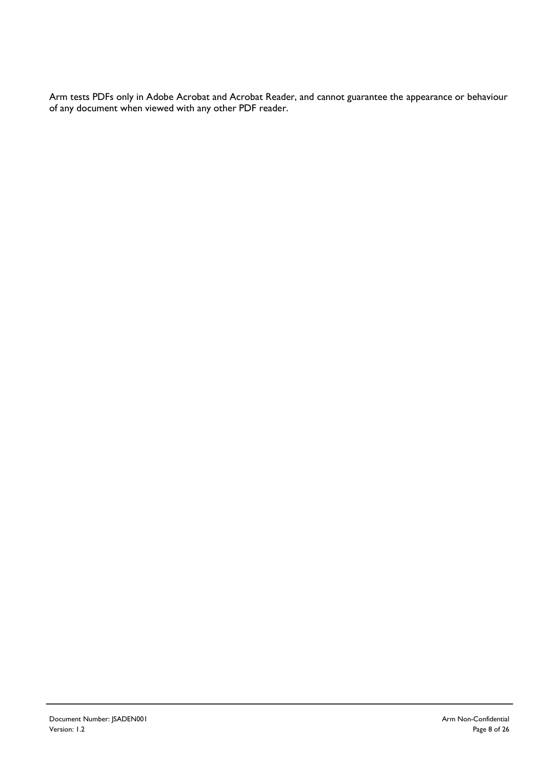Arm tests PDFs only in Adobe Acrobat and Acrobat Reader, and cannot guarantee the appearance or behaviour of any document when viewed with any other PDF reader.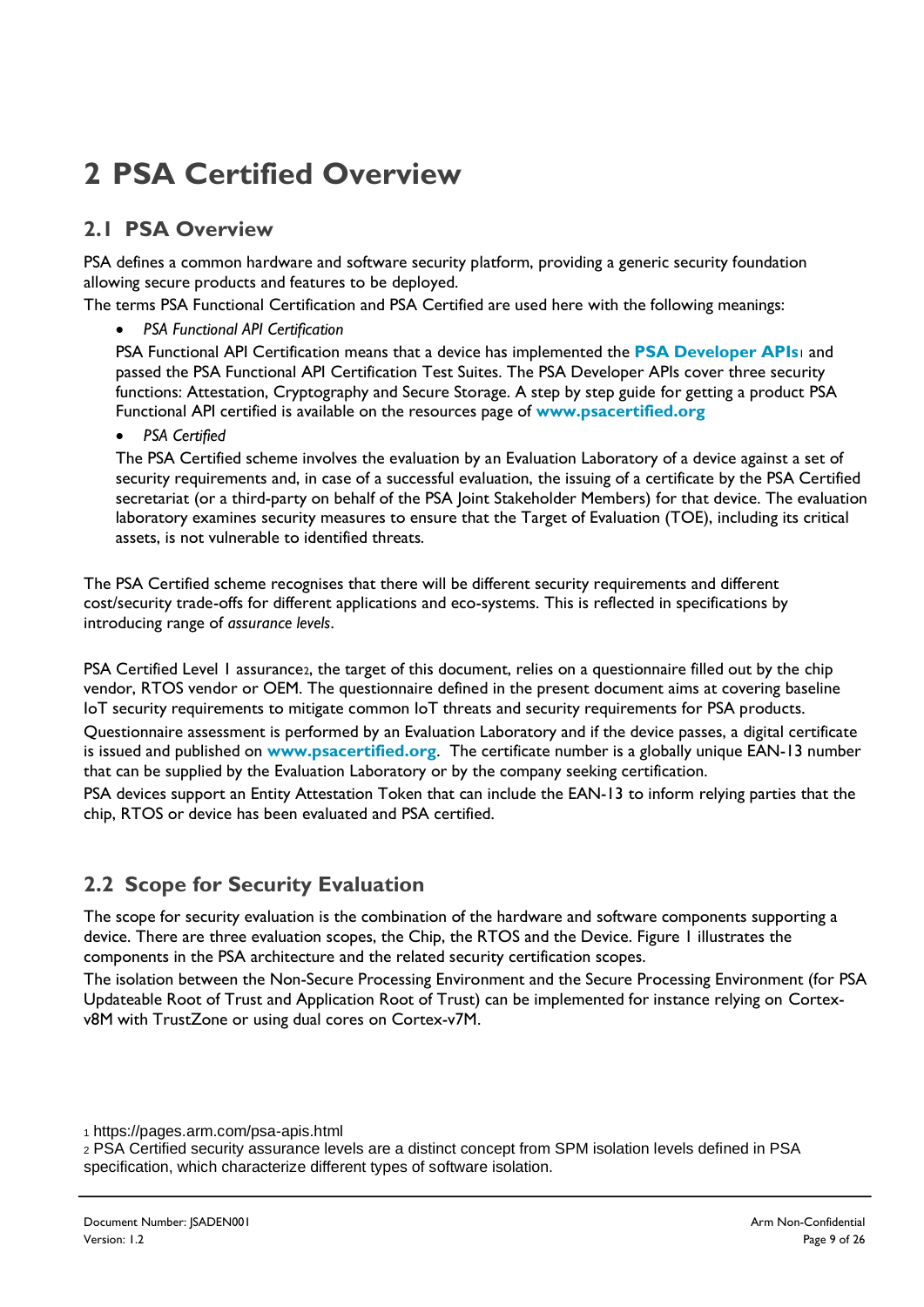# 2 PSA Certified Overview

## 2.1 PSA Overview

PSA defines a common hardware and software security platform, providing a generic security foundation allowing secure products and features to be deployed.

The terms PSA Functional Certification and PSA Certified are used here with the following meanings:

- *PSA Functional API Certification*

  PSA Functional API Certification means that a device has implemented the **PSA Developer APIs**[1] and passed the PSA Functional API Certification Test Suites. The PSA Developer APIs cover three security functions: Attestation, Cryptography and Secure Storage. A step by step guide for getting a product PSA Functional API certified is available on the resources page of **www.psacertified.org**

- *PSA Certified*

  The PSA Certified scheme involves the evaluation by an Evaluation Laboratory of a device against a set of security requirements and, in case of a successful evaluation, the issuing of a certificate by the PSA Certified secretariat (or a third-party on behalf of the PSA Joint Stakeholder Members) for that device. The evaluation laboratory examines security measures to ensure that the Target of Evaluation (TOE), including its critical assets, is not vulnerable to identified threats.

The PSA Certified scheme recognises that there will be different security requirements and different cost/security trade-offs for different applications and eco-systems. This is reflected in specifications by introducing range of *assurance levels*.

PSA Certified Level 1 assurance[2], the target of this document, relies on a questionnaire filled out by the chip vendor, RTOS vendor or OEM. The questionnaire defined in the present document aims at covering baseline IoT security requirements to mitigate common IoT threats and security requirements for PSA products.

Questionnaire assessment is performed by an Evaluation Laboratory and if the device passes, a digital certificate is issued and published on **www.psacertified.org**. The certificate number is a globally unique EAN-13 number that can be supplied by the Evaluation Laboratory or by the company seeking certification.

PSA devices support an Entity Attestation Token that can include the EAN-13 to inform relying parties that the chip, RTOS or device has been evaluated and PSA certified.

## 2.2 Scope for Security Evaluation

The scope for security evaluation is the combination of the hardware and software components supporting a device. There are three evaluation scopes, the Chip, the RTOS and the Device. Figure 1 illustrates the components in the PSA architecture and the related security certification scopes.

The isolation between the Non-Secure Processing Environment and the Secure Processing Environment (for PSA Updateable Root of Trust and Application Root of Trust) can be implemented for instance relying on Cortex-v8M with TrustZone or using dual cores on Cortex-v7M.

[1] https://pages.arm.com/psa-apis.html

[2] PSA Certified security assurance levels are a distinct concept from SPM isolation levels defined in PSA specification, which characterize different types of software isolation.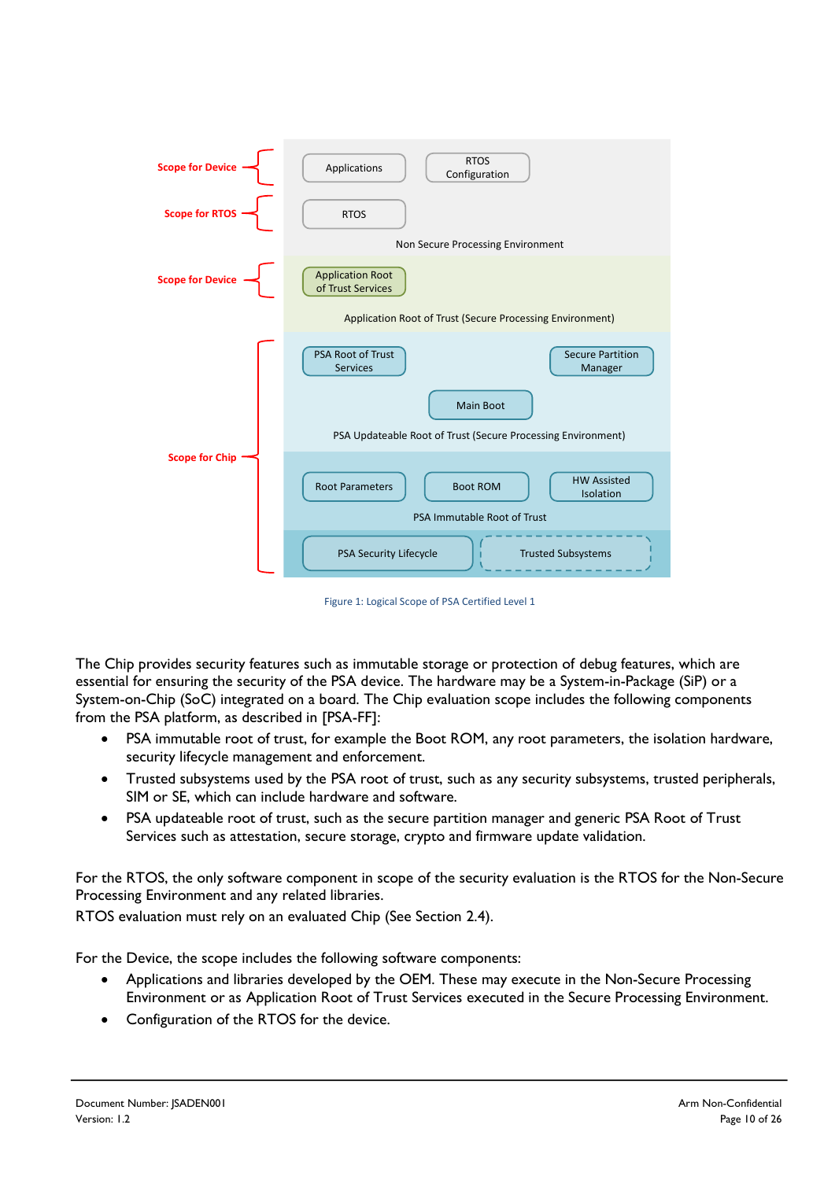| | Components | Environment |
|---|---|---|
| Scope for Device | Applications; RTOS Configuration | Non Secure Processing Environment |
| Scope for RTOS | RTOS | Non Secure Processing Environment |
| Scope for Device | Application Root of Trust Services | Application Root of Trust (Secure Processing Environment) |
| Scope for Chip | PSA Root of Trust Services; Secure Partition Manager; Main Boot | PSA Updateable Root of Trust (Secure Processing Environment) |
| Scope for Chip | Root Parameters; Boot ROM; HW Assisted Isolation | PSA Immutable Root of Trust |
| Scope for Chip | PSA Security Lifecycle; Trusted Subsystems | |

Figure 1: Logical Scope of PSA Certified Level 1

The Chip provides security features such as immutable storage or protection of debug features, which are essential for ensuring the security of the PSA device. The hardware may be a System-in-Package (SiP) or a System-on-Chip (SoC) integrated on a board. The Chip evaluation scope includes the following components from the PSA platform, as described in [PSA-FF]:

- PSA immutable root of trust, for example the Boot ROM, any root parameters, the isolation hardware, security lifecycle management and enforcement.
- Trusted subsystems used by the PSA root of trust, such as any security subsystems, trusted peripherals, SIM or SE, which can include hardware and software.
- PSA updateable root of trust, such as the secure partition manager and generic PSA Root of Trust Services such as attestation, secure storage, crypto and firmware update validation.

For the RTOS, the only software component in scope of the security evaluation is the RTOS for the Non-Secure Processing Environment and any related libraries.
RTOS evaluation must rely on an evaluated Chip (See Section 2.4).

For the Device, the scope includes the following software components:

- Applications and libraries developed by the OEM. These may execute in the Non-Secure Processing Environment or as Application Root of Trust Services executed in the Secure Processing Environment.
- Configuration of the RTOS for the device.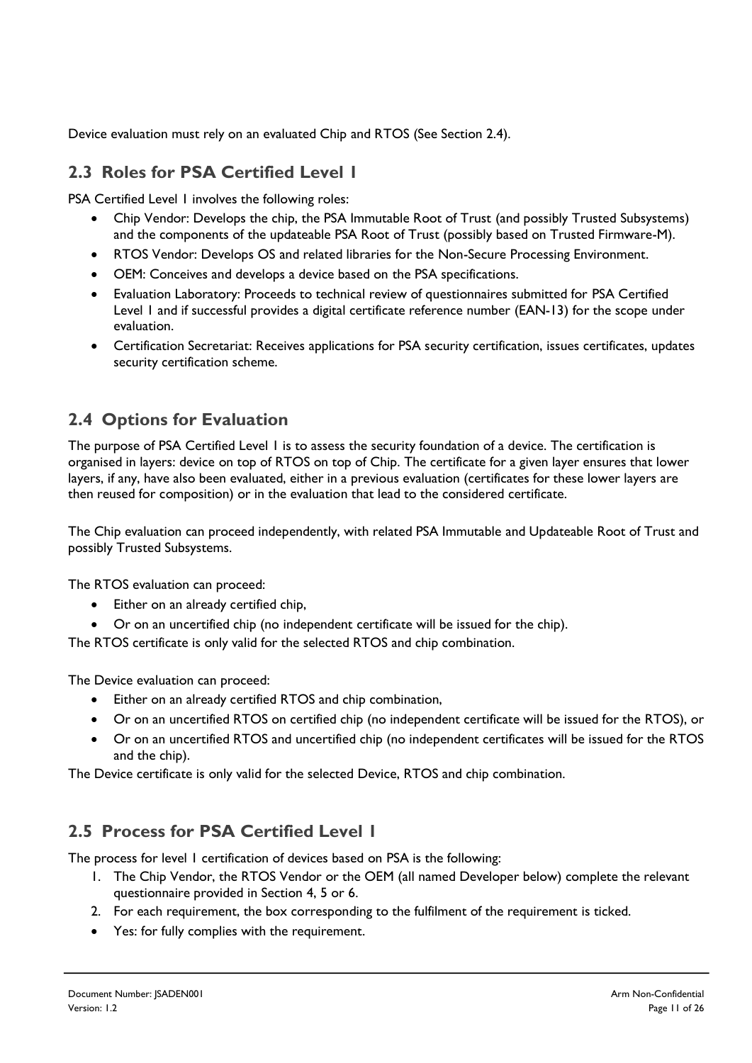Device evaluation must rely on an evaluated Chip and RTOS (See Section 2.4).

## 2.3 Roles for PSA Certified Level 1

PSA Certified Level 1 involves the following roles:

- Chip Vendor: Develops the chip, the PSA Immutable Root of Trust (and possibly Trusted Subsystems) and the components of the updateable PSA Root of Trust (possibly based on Trusted Firmware-M).
- RTOS Vendor: Develops OS and related libraries for the Non-Secure Processing Environment.
- OEM: Conceives and develops a device based on the PSA specifications.
- Evaluation Laboratory: Proceeds to technical review of questionnaires submitted for PSA Certified Level 1 and if successful provides a digital certificate reference number (EAN-13) for the scope under evaluation.
- Certification Secretariat: Receives applications for PSA security certification, issues certificates, updates security certification scheme.

## 2.4 Options for Evaluation

The purpose of PSA Certified Level 1 is to assess the security foundation of a device. The certification is organised in layers: device on top of RTOS on top of Chip. The certificate for a given layer ensures that lower layers, if any, have also been evaluated, either in a previous evaluation (certificates for these lower layers are then reused for composition) or in the evaluation that lead to the considered certificate.

The Chip evaluation can proceed independently, with related PSA Immutable and Updateable Root of Trust and possibly Trusted Subsystems.

The RTOS evaluation can proceed:

- Either on an already certified chip,
- Or on an uncertified chip (no independent certificate will be issued for the chip).

The RTOS certificate is only valid for the selected RTOS and chip combination.

The Device evaluation can proceed:

- Either on an already certified RTOS and chip combination,
- Or on an uncertified RTOS on certified chip (no independent certificate will be issued for the RTOS), or
- Or on an uncertified RTOS and uncertified chip (no independent certificates will be issued for the RTOS and the chip).

The Device certificate is only valid for the selected Device, RTOS and chip combination.

## 2.5 Process for PSA Certified Level 1

The process for level 1 certification of devices based on PSA is the following:

1. The Chip Vendor, the RTOS Vendor or the OEM (all named Developer below) complete the relevant questionnaire provided in Section 4, 5 or 6.
2. For each requirement, the box corresponding to the fulfilment of the requirement is ticked.

- Yes: for fully complies with the requirement.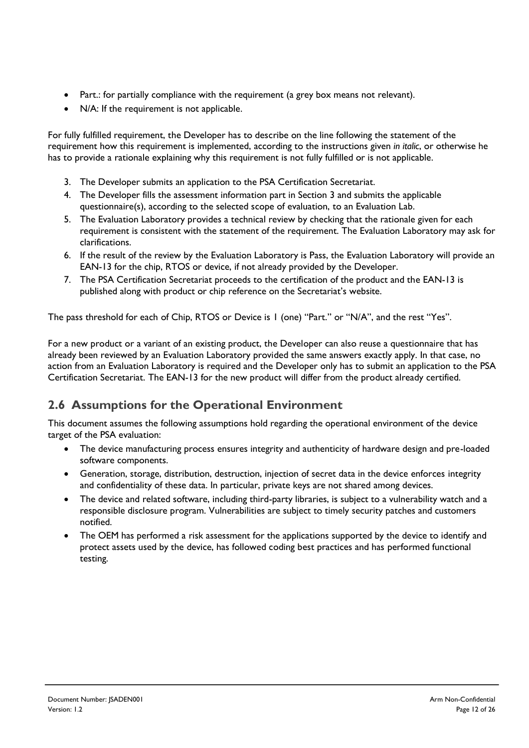- Part.: for partially compliance with the requirement (a grey box means not relevant).
- N/A: If the requirement is not applicable.

For fully fulfilled requirement, the Developer has to describe on the line following the statement of the requirement how this requirement is implemented, according to the instructions given *in italic*, or otherwise he has to provide a rationale explaining why this requirement is not fully fulfilled or is not applicable.

3. The Developer submits an application to the PSA Certification Secretariat.
4. The Developer fills the assessment information part in Section 3 and submits the applicable questionnaire(s), according to the selected scope of evaluation, to an Evaluation Lab.
5. The Evaluation Laboratory provides a technical review by checking that the rationale given for each requirement is consistent with the statement of the requirement. The Evaluation Laboratory may ask for clarifications.
6. If the result of the review by the Evaluation Laboratory is Pass, the Evaluation Laboratory will provide an EAN-13 for the chip, RTOS or device, if not already provided by the Developer.
7. The PSA Certification Secretariat proceeds to the certification of the product and the EAN-13 is published along with product or chip reference on the Secretariat's website.

The pass threshold for each of Chip, RTOS or Device is 1 (one) "Part." or "N/A", and the rest "Yes".

For a new product or a variant of an existing product, the Developer can also reuse a questionnaire that has already been reviewed by an Evaluation Laboratory provided the same answers exactly apply. In that case, no action from an Evaluation Laboratory is required and the Developer only has to submit an application to the PSA Certification Secretariat. The EAN-13 for the new product will differ from the product already certified.

## 2.6 Assumptions for the Operational Environment

This document assumes the following assumptions hold regarding the operational environment of the device target of the PSA evaluation:

- The device manufacturing process ensures integrity and authenticity of hardware design and pre-loaded software components.
- Generation, storage, distribution, destruction, injection of secret data in the device enforces integrity and confidentiality of these data. In particular, private keys are not shared among devices.
- The device and related software, including third-party libraries, is subject to a vulnerability watch and a responsible disclosure program. Vulnerabilities are subject to timely security patches and customers notified.
- The OEM has performed a risk assessment for the applications supported by the device to identify and protect assets used by the device, has followed coding best practices and has performed functional testing.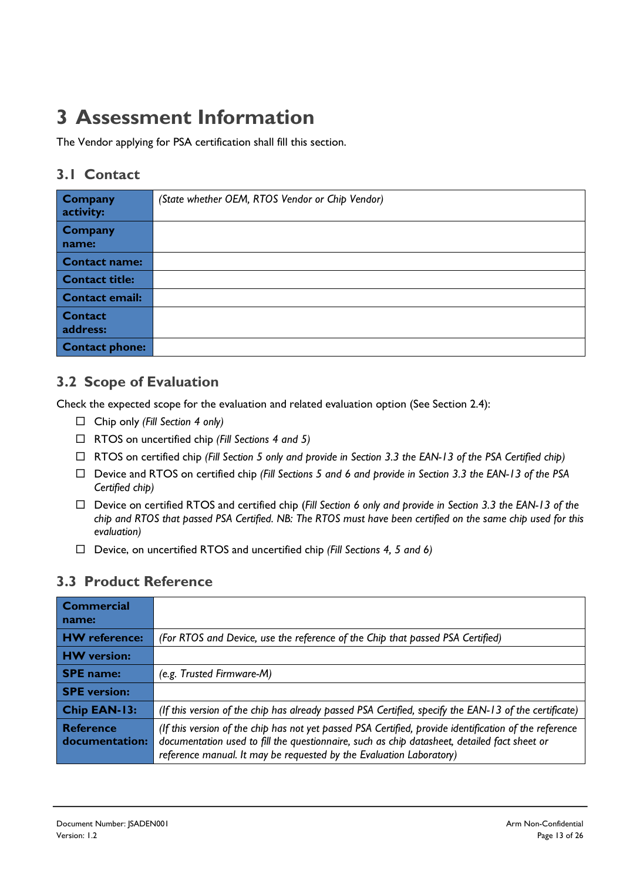# 3 Assessment Information

The Vendor applying for PSA certification shall fill this section.

## 3.1 Contact

| | |
|---|---|
| **Company activity:** | *(State whether OEM, RTOS Vendor or Chip Vendor)* |
| **Company name:** | |
| **Contact name:** | |
| **Contact title:** | |
| **Contact email:** | |
| **Contact address:** | |
| **Contact phone:** | |

## 3.2 Scope of Evaluation

Check the expected scope for the evaluation and related evaluation option (See Section 2.4):

- ☐ Chip only *(Fill Section 4 only)*
- ☐ RTOS on uncertified chip *(Fill Sections 4 and 5)*
- ☐ RTOS on certified chip *(Fill Section 5 only and provide in Section 3.3 the EAN-13 of the PSA Certified chip)*
- ☐ Device and RTOS on certified chip *(Fill Sections 5 and 6 and provide in Section 3.3 the EAN-13 of the PSA Certified chip)*
- ☐ Device on certified RTOS and certified chip (*Fill Section 6 only and provide in Section 3.3 the EAN-13 of the chip and RTOS that passed PSA Certified. NB: The RTOS must have been certified on the same chip used for this evaluation)*
- ☐ Device, on uncertified RTOS and uncertified chip *(Fill Sections 4, 5 and 6)*

## 3.3 Product Reference

| | |
|---|---|
| **Commercial name:** | |
| **HW reference:** | *(For RTOS and Device, use the reference of the Chip that passed PSA Certified)* |
| **HW version:** | |
| **SPE name:** | *(e.g. Trusted Firmware-M)* |
| **SPE version:** | |
| **Chip EAN-13:** | *(If this version of the chip has already passed PSA Certified, specify the EAN-13 of the certificate)* |
| **Reference documentation:** | *(If this version of the chip has not yet passed PSA Certified, provide identification of the reference documentation used to fill the questionnaire, such as chip datasheet, detailed fact sheet or reference manual. It may be requested by the Evaluation Laboratory)* |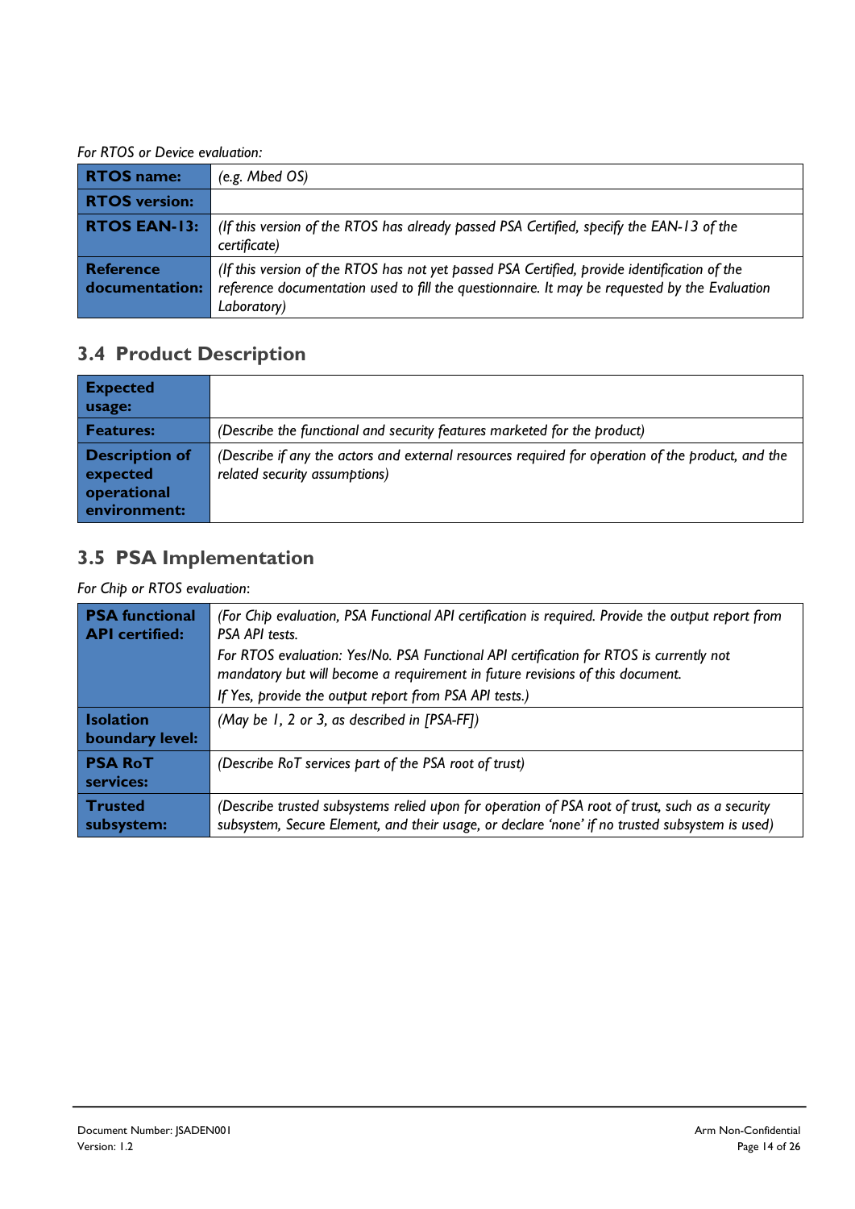*For RTOS or Device evaluation:*

| | |
|---|---|
| **RTOS name:** | *(e.g. Mbed OS)* |
| **RTOS version:** | |
| **RTOS EAN-13:** | *(If this version of the RTOS has already passed PSA Certified, specify the EAN-13 of the certificate)* |
| **Reference documentation:** | *(If this version of the RTOS has not yet passed PSA Certified, provide identification of the reference documentation used to fill the questionnaire. It may be requested by the Evaluation Laboratory)* |

## 3.4 Product Description

| | |
|---|---|
| **Expected usage:** | |
| **Features:** | *(Describe the functional and security features marketed for the product)* |
| **Description of expected operational environment:** | *(Describe if any the actors and external resources required for operation of the product, and the related security assumptions)* |

## 3.5 PSA Implementation

*For Chip or RTOS evaluation*:

| | |
|---|---|
| **PSA functional API certified:** | *(For Chip evaluation, PSA Functional API certification is required. Provide the output report from PSA API tests.* *For RTOS evaluation: Yes/No. PSA Functional API certification for RTOS is currently not mandatory but will become a requirement in future revisions of this document.* *If Yes, provide the output report from PSA API tests.)* |
| **Isolation boundary level:** | *(May be 1, 2 or 3, as described in [PSA-FF])* |
| **PSA RoT services:** | *(Describe RoT services part of the PSA root of trust)* |
| **Trusted subsystem:** | *(Describe trusted subsystems relied upon for operation of PSA root of trust, such as a security subsystem, Secure Element, and their usage, or declare 'none' if no trusted subsystem is used)* |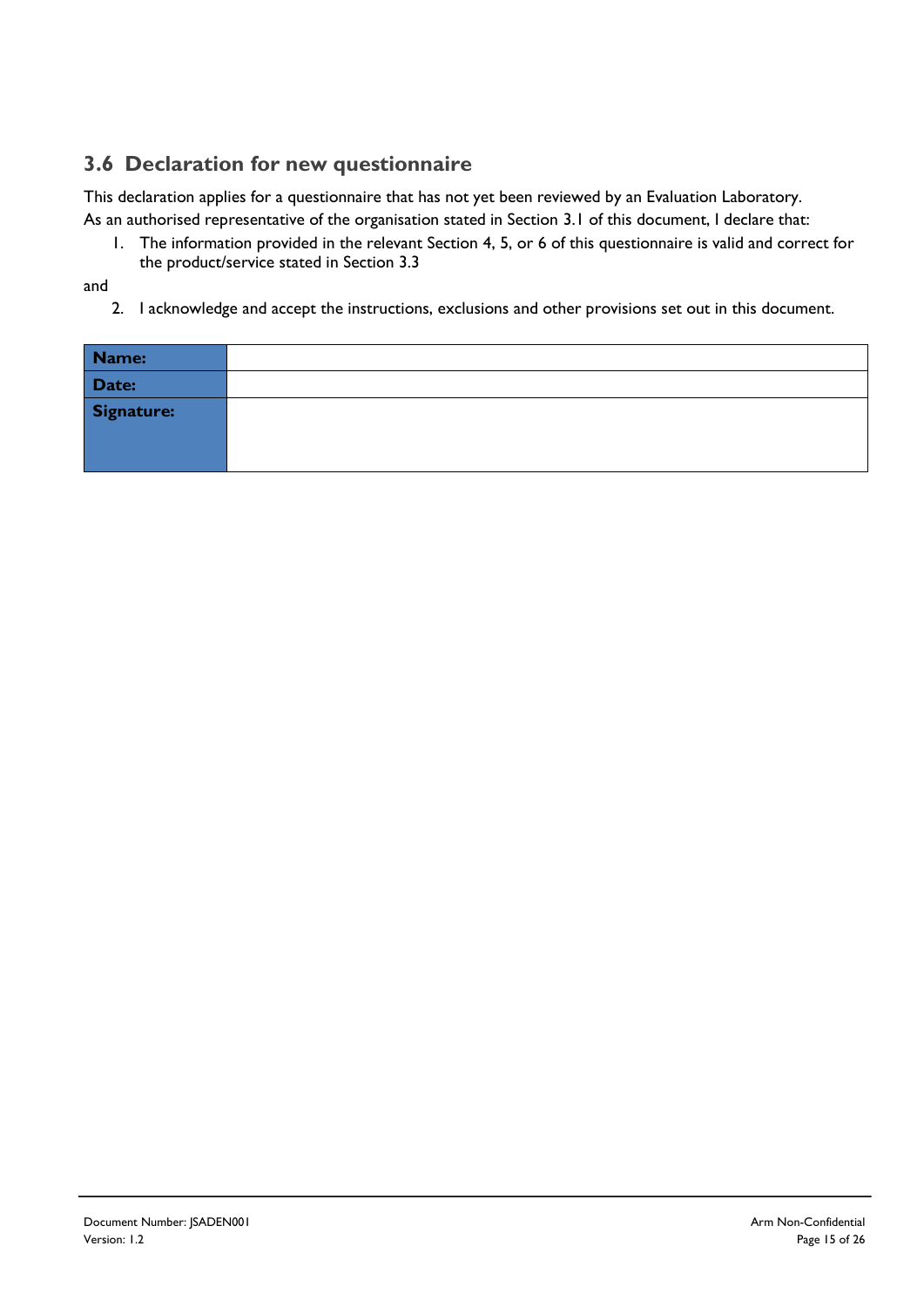## 3.6 Declaration for new questionnaire

This declaration applies for a questionnaire that has not yet been reviewed by an Evaluation Laboratory.

As an authorised representative of the organisation stated in Section 3.1 of this document, I declare that:

1. The information provided in the relevant Section 4, 5, or 6 of this questionnaire is valid and correct for the product/service stated in Section 3.3

and

2. I acknowledge and accept the instructions, exclusions and other provisions set out in this document.

| **Name:** | |
|---|---|
| **Date:** | |
| **Signature:** | |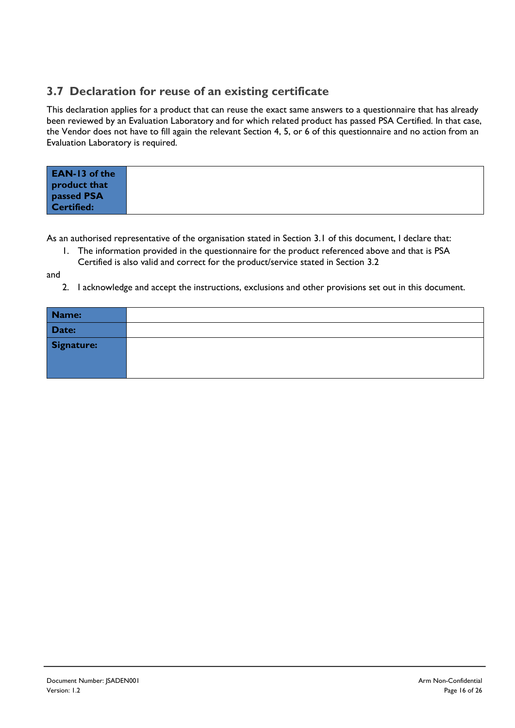## 3.7 Declaration for reuse of an existing certificate

This declaration applies for a product that can reuse the exact same answers to a questionnaire that has already been reviewed by an Evaluation Laboratory and for which related product has passed PSA Certified. In that case, the Vendor does not have to fill again the relevant Section 4, 5, or 6 of this questionnaire and no action from an Evaluation Laboratory is required.

| **EAN-13 of the product that passed PSA Certified:** | |
|---|---|

As an authorised representative of the organisation stated in Section 3.1 of this document, I declare that:

1. The information provided in the questionnaire for the product referenced above and that is PSA Certified is also valid and correct for the product/service stated in Section 3.2

and

2. I acknowledge and accept the instructions, exclusions and other provisions set out in this document.

| **Name:** | |
|---|---|
| **Date:** | |
| **Signature:** | |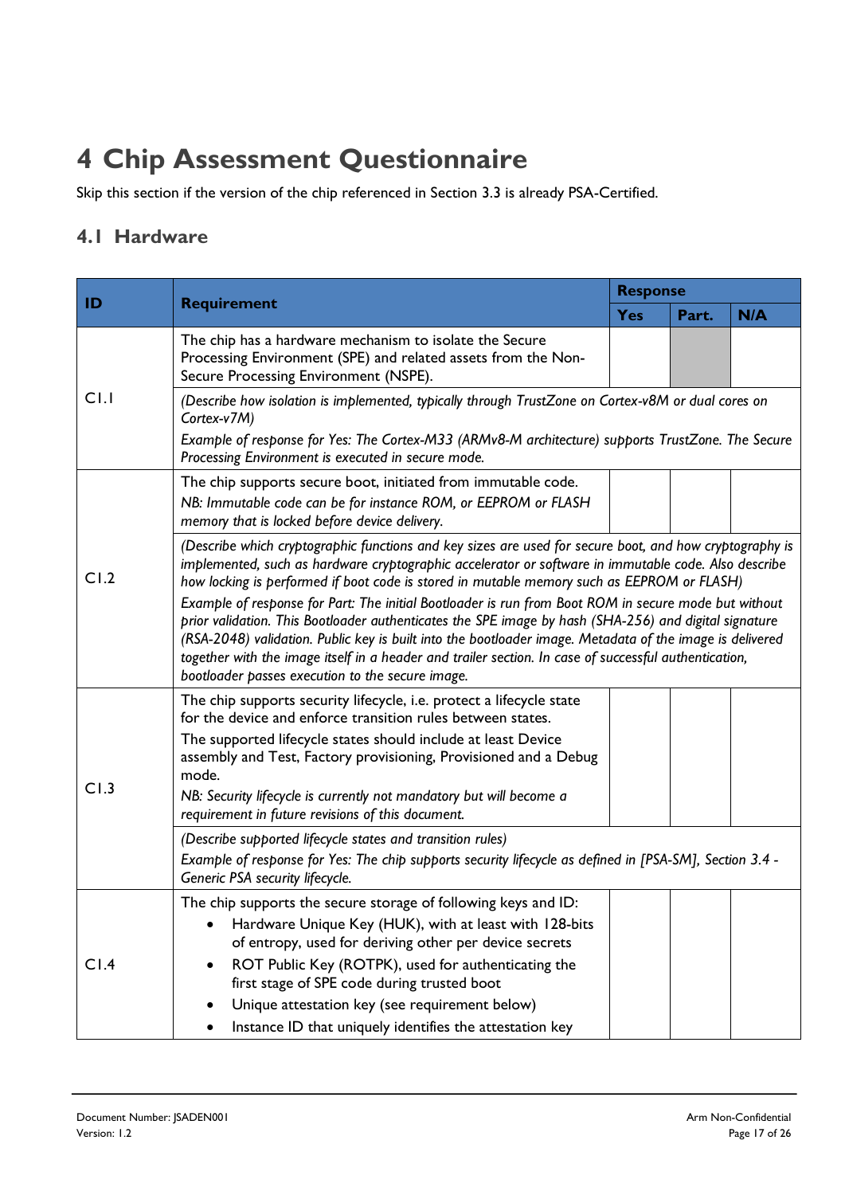# 4 Chip Assessment Questionnaire

Skip this section if the version of the chip referenced in Section 3.3 is already PSA-Certified.

## 4.1 Hardware

| ID | Requirement | Response | | |
|---|---|---|---|---|
| | | Yes | Part. | N/A |
| C1.1 | The chip has a hardware mechanism to isolate the Secure Processing Environment (SPE) and related assets from the Non-Secure Processing Environment (NSPE). | | | |
| | *(Describe how isolation is implemented, typically through TrustZone on Cortex-v8M or dual cores on Cortex-v7M)*<br>*Example of response for Yes: The Cortex-M33 (ARMv8-M architecture) supports TrustZone. The Secure Processing Environment is executed in secure mode.* | | | |
| C1.2 | The chip supports secure boot, initiated from immutable code.<br>*NB: Immutable code can be for instance ROM, or EEPROM or FLASH memory that is locked before device delivery.* | | | |
| | *(Describe which cryptographic functions and key sizes are used for secure boot, and how cryptography is implemented, such as hardware cryptographic accelerator or software in immutable code. Also describe how locking is performed if boot code is stored in mutable memory such as EEPROM or FLASH)*<br>*Example of response for Part: The initial Bootloader is run from Boot ROM in secure mode but without prior validation. This Bootloader authenticates the SPE image by hash (SHA-256) and digital signature (RSA-2048) validation. Public key is built into the bootloader image. Metadata of the image is delivered together with the image itself in a header and trailer section. In case of successful authentication, bootloader passes execution to the secure image.* | | | |
| C1.3 | The chip supports security lifecycle, i.e. protect a lifecycle state for the device and enforce transition rules between states.<br>The supported lifecycle states should include at least Device assembly and Test, Factory provisioning, Provisioned and a Debug mode.<br>*NB: Security lifecycle is currently not mandatory but will become a requirement in future revisions of this document.* | | | |
| | *(Describe supported lifecycle states and transition rules)*<br>*Example of response for Yes: The chip supports security lifecycle as defined in [PSA-SM], Section 3.4 - Generic PSA security lifecycle.* | | | |
| C1.4 | The chip supports the secure storage of following keys and ID:<br>• Hardware Unique Key (HUK), with at least with 128-bits of entropy, used for deriving other per device secrets<br>• ROT Public Key (ROTPK), used for authenticating the first stage of SPE code during trusted boot<br>• Unique attestation key (see requirement below)<br>• Instance ID that uniquely identifies the attestation key | | | |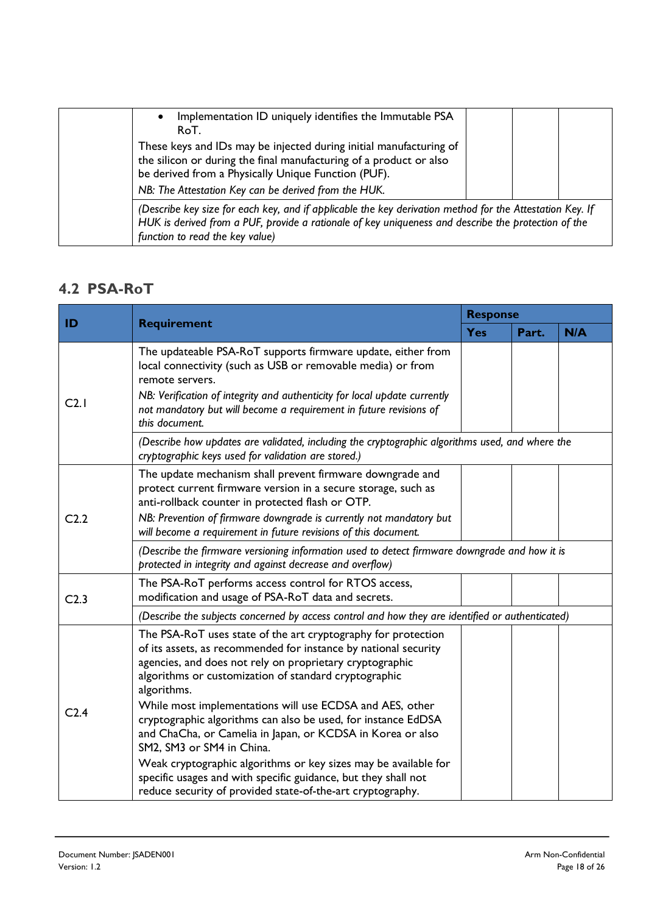| | | | | |
|---|---|---|---|---|
| | • Implementation ID uniquely identifies the Immutable PSA RoT.<br>These keys and IDs may be injected during initial manufacturing of the silicon or during the final manufacturing of a product or also be derived from a Physically Unique Function (PUF).<br>*NB: The Attestation Key can be derived from the HUK.* | | | |
| | *(Describe key size for each key, and if applicable the key derivation method for the Attestation Key. If HUK is derived from a PUF, provide a rationale of key uniqueness and describe the protection of the function to read the key value)* | | | |

## 4.2 PSA-RoT

| ID | Requirement | Response | | |
|---|---|---|---|---|
| | | Yes | Part. | N/A |
| C2.1 | The updateable PSA-RoT supports firmware update, either from local connectivity (such as USB or removable media) or from remote servers.<br>*NB: Verification of integrity and authenticity for local update currently not mandatory but will become a requirement in future revisions of this document.* | | | |
| | *(Describe how updates are validated, including the cryptographic algorithms used, and where the cryptographic keys used for validation are stored.)* | | | |
| C2.2 | The update mechanism shall prevent firmware downgrade and protect current firmware version in a secure storage, such as anti-rollback counter in protected flash or OTP.<br>*NB: Prevention of firmware downgrade is currently not mandatory but will become a requirement in future revisions of this document.* | | | |
| | *(Describe the firmware versioning information used to detect firmware downgrade and how it is protected in integrity and against decrease and overflow)* | | | |
| C2.3 | The PSA-RoT performs access control for RTOS access, modification and usage of PSA-RoT data and secrets. | | | |
| | *(Describe the subjects concerned by access control and how they are identified or authenticated)* | | | |
| C2.4 | The PSA-RoT uses state of the art cryptography for protection of its assets, as recommended for instance by national security agencies, and does not rely on proprietary cryptographic algorithms or customization of standard cryptographic algorithms.<br>While most implementations will use ECDSA and AES, other cryptographic algorithms can also be used, for instance EdDSA and ChaCha, or Camelia in Japan, or KCDSA in Korea or also SM2, SM3 or SM4 in China.<br>Weak cryptographic algorithms or key sizes may be available for specific usages and with specific guidance, but they shall not reduce security of provided state-of-the-art cryptography. | | | |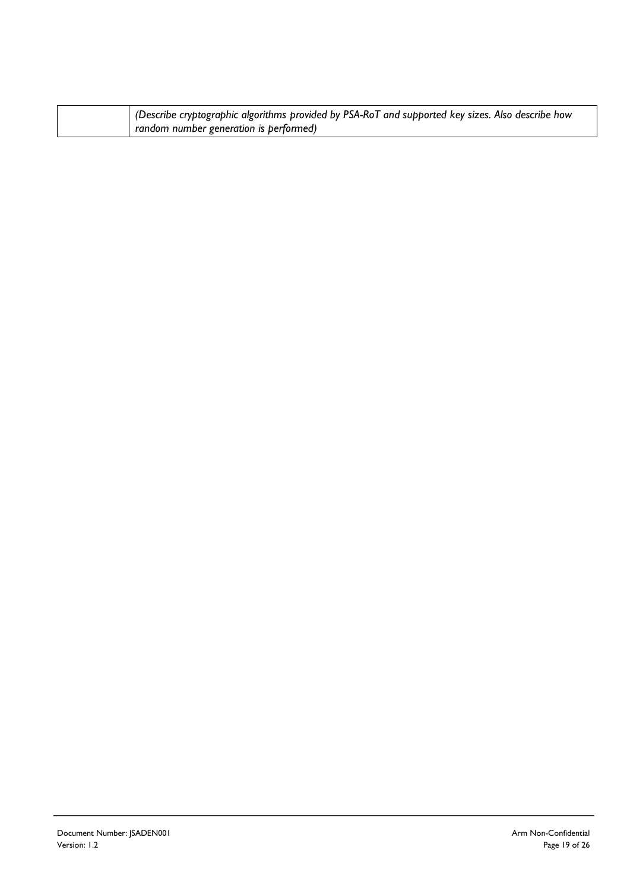| | |
|---|---|
| | *(Describe cryptographic algorithms provided by PSA-RoT and supported key sizes. Also describe how random number generation is performed)* |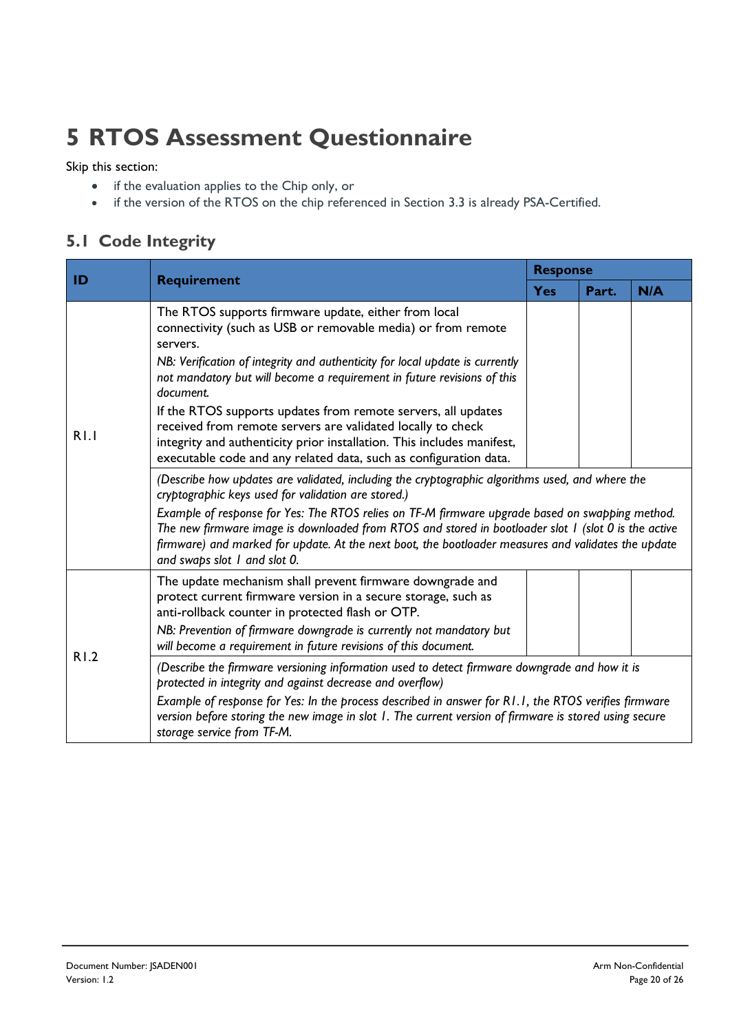# 5 RTOS Assessment Questionnaire

Skip this section:

- if the evaluation applies to the Chip only, or
- if the version of the RTOS on the chip referenced in Section 3.3 is already PSA-Certified.

## 5.1 Code Integrity

| ID | Requirement | Response | | |
|---|---|---|---|---|
| | | Yes | Part. | N/A |
| R1.1 | The RTOS supports firmware update, either from local connectivity (such as USB or removable media) or from remote servers.<br>*NB: Verification of integrity and authenticity for local update is currently not mandatory but will become a requirement in future revisions of this document.*<br>If the RTOS supports updates from remote servers, all updates received from remote servers are validated locally to check integrity and authenticity prior installation. This includes manifest, executable code and any related data, such as configuration data. | | | |
| | *(Describe how updates are validated, including the cryptographic algorithms used, and where the cryptographic keys used for validation are stored.)*<br>*Example of response for Yes: The RTOS relies on TF-M firmware upgrade based on swapping method. The new firmware image is downloaded from RTOS and stored in bootloader slot 1 (slot 0 is the active firmware) and marked for update. At the next boot, the bootloader measures and validates the update and swaps slot 1 and slot 0.* | | | |
| R1.2 | The update mechanism shall prevent firmware downgrade and protect current firmware version in a secure storage, such as anti-rollback counter in protected flash or OTP.<br>*NB: Prevention of firmware downgrade is currently not mandatory but will become a requirement in future revisions of this document.* | | | |
| | *(Describe the firmware versioning information used to detect firmware downgrade and how it is protected in integrity and against decrease and overflow)*<br>*Example of response for Yes: In the process described in answer for R1.1, the RTOS verifies firmware version before storing the new image in slot 1. The current version of firmware is stored using secure storage service from TF-M.* | | | |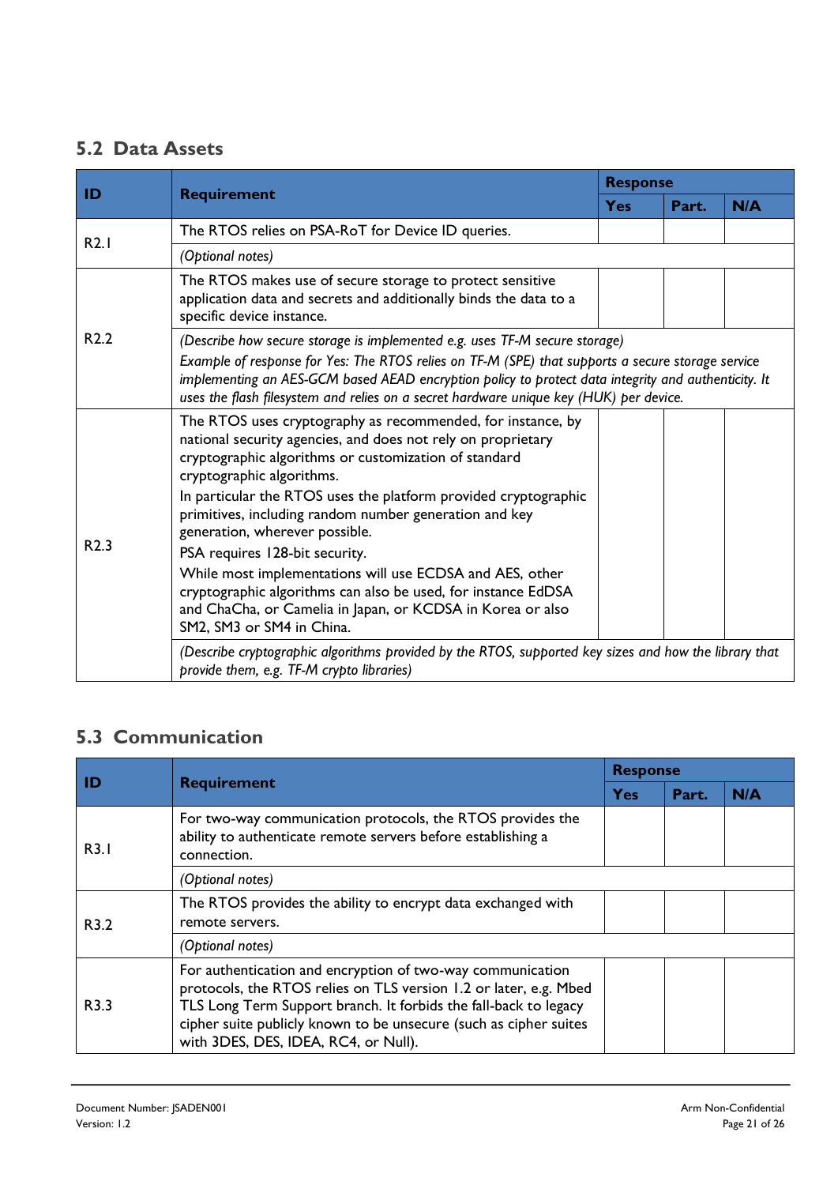## 5.2 Data Assets

| ID | Requirement | Response | | |
|---|---|---|---|---|
| | | Yes | Part. | N/A |
| R2.1 | The RTOS relies on PSA-RoT for Device ID queries. | | | |
| | *(Optional notes)* | | | |
| R2.2 | The RTOS makes use of secure storage to protect sensitive application data and secrets and additionally binds the data to a specific device instance. | | | |
| | *(Describe how secure storage is implemented e.g. uses TF-M secure storage)* *Example of response for Yes: The RTOS relies on TF-M (SPE) that supports a secure storage service implementing an AES-GCM based AEAD encryption policy to protect data integrity and authenticity. It uses the flash filesystem and relies on a secret hardware unique key (HUK) per device.* | | | |
| R2.3 | The RTOS uses cryptography as recommended, for instance, by national security agencies, and does not rely on proprietary cryptographic algorithms or customization of standard cryptographic algorithms. In particular the RTOS uses the platform provided cryptographic primitives, including random number generation and key generation, wherever possible. PSA requires 128-bit security. While most implementations will use ECDSA and AES, other cryptographic algorithms can also be used, for instance EdDSA and ChaCha, or Camelia in Japan, or KCDSA in Korea or also SM2, SM3 or SM4 in China. | | | |
| | *(Describe cryptographic algorithms provided by the RTOS, supported key sizes and how the library that provide them, e.g. TF-M crypto libraries)* | | | |

## 5.3 Communication

| ID | Requirement | Response | | |
|---|---|---|---|---|
| | | Yes | Part. | N/A |
| R3.1 | For two-way communication protocols, the RTOS provides the ability to authenticate remote servers before establishing a connection. | | | |
| | *(Optional notes)* | | | |
| R3.2 | The RTOS provides the ability to encrypt data exchanged with remote servers. | | | |
| | *(Optional notes)* | | | |
| R3.3 | For authentication and encryption of two-way communication protocols, the RTOS relies on TLS version 1.2 or later, e.g. Mbed TLS Long Term Support branch. It forbids the fall-back to legacy cipher suite publicly known to be unsecure (such as cipher suites with 3DES, DES, IDEA, RC4, or Null). | | | |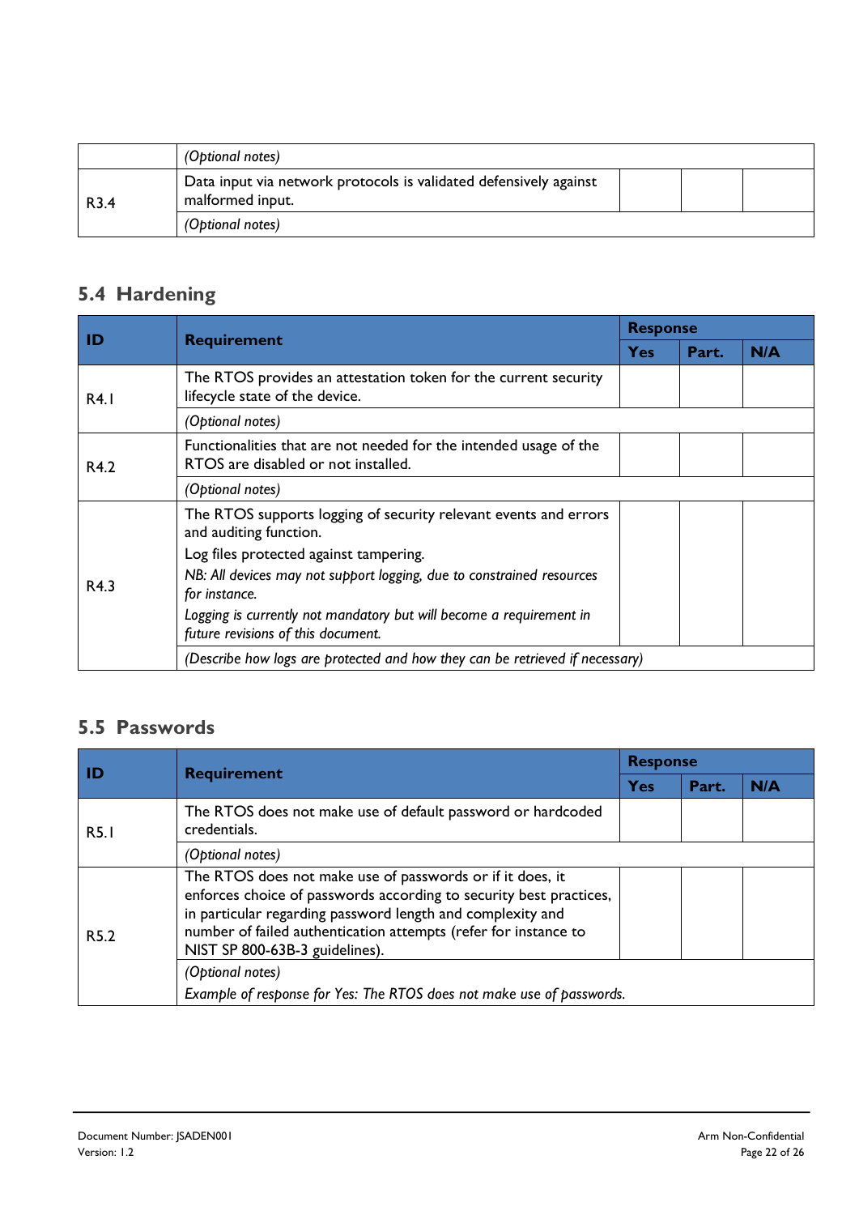| | | | | |
|---|---|---|---|---|
| | *(Optional notes)* | | | |
| R3.4 | Data input via network protocols is validated defensively against malformed input. | | | |
| | *(Optional notes)* | | | |

## 5.4 Hardening

| ID | Requirement | Response | | |
|---|---|---|---|---|
| | | **Yes** | **Part.** | **N/A** |
| R4.1 | The RTOS provides an attestation token for the current security lifecycle state of the device. | | | |
| | *(Optional notes)* | | | |
| R4.2 | Functionalities that are not needed for the intended usage of the RTOS are disabled or not installed. | | | |
| | *(Optional notes)* | | | |
| R4.3 | The RTOS supports logging of security relevant events and errors and auditing function.<br>Log files protected against tampering.<br>*NB: All devices may not support logging, due to constrained resources for instance.*<br>*Logging is currently not mandatory but will become a requirement in future revisions of this document.* | | | |
| | *(Describe how logs are protected and how they can be retrieved if necessary)* | | | |

## 5.5 Passwords

| ID | Requirement | Response | | |
|---|---|---|---|---|
| | | **Yes** | **Part.** | **N/A** |
| R5.1 | The RTOS does not make use of default password or hardcoded credentials. | | | |
| | *(Optional notes)* | | | |
| R5.2 | The RTOS does not make use of passwords or if it does, it enforces choice of passwords according to security best practices, in particular regarding password length and complexity and number of failed authentication attempts (refer for instance to NIST SP 800-63B-3 guidelines). | | | |
| | *(Optional notes)*<br>*Example of response for Yes: The RTOS does not make use of passwords.* | | | |

Document Number: JSADEN001
Version: 1.2

Arm Non-Confidential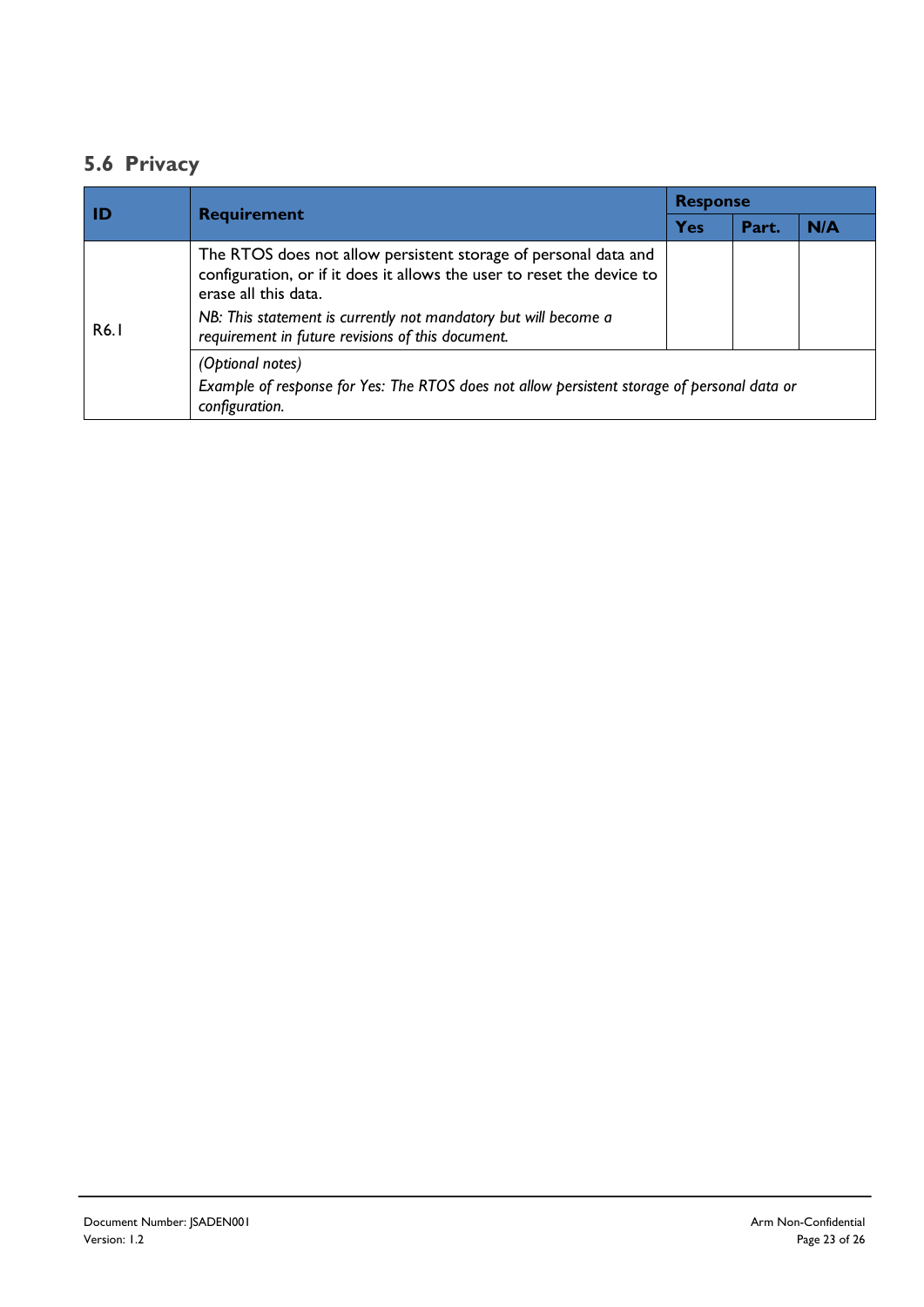## 5.6 Privacy

| ID | Requirement | Response | | |
|---|---|---|---|---|
| | | Yes | Part. | N/A |
| R6.1 | The RTOS does not allow persistent storage of personal data and configuration, or if it does it allows the user to reset the device to erase all this data.<br>*NB: This statement is currently not mandatory but will become a requirement in future revisions of this document.* | | | |
| | *(Optional notes)*<br>*Example of response for Yes: The RTOS does not allow persistent storage of personal data or configuration.* | | | |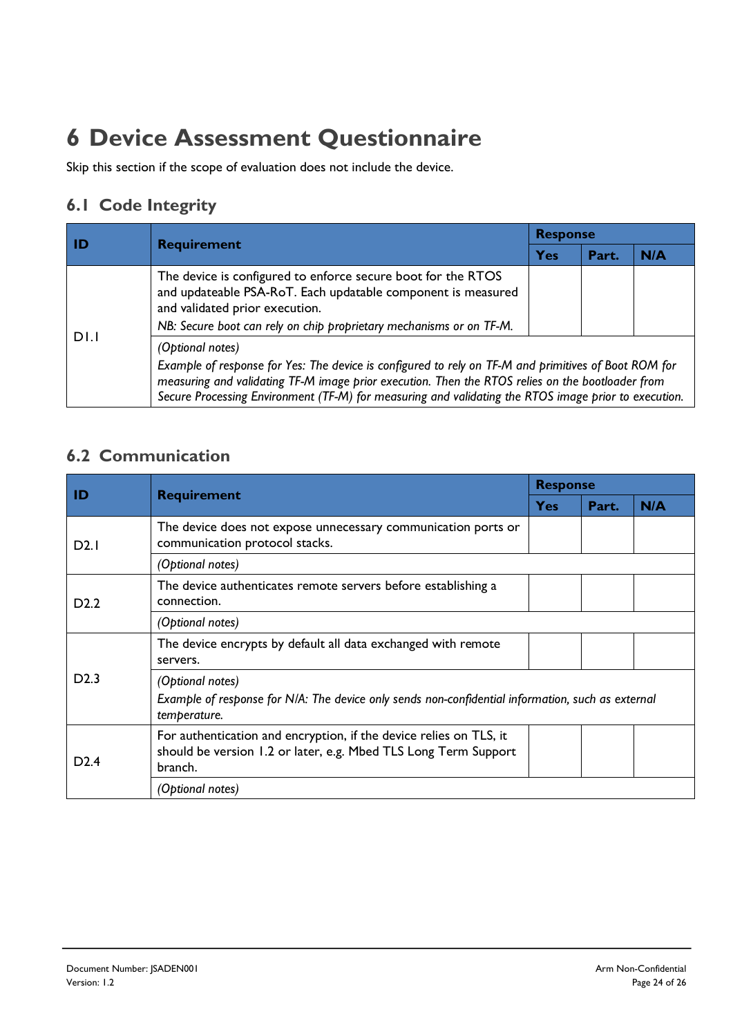# 6 Device Assessment Questionnaire

Skip this section if the scope of evaluation does not include the device.

## 6.1 Code Integrity

| ID | Requirement | Response | | |
|---|---|---|---|---|
| | | Yes | Part. | N/A |
| D1.1 | The device is configured to enforce secure boot for the RTOS and updateable PSA-RoT. Each updatable component is measured and validated prior execution.<br>*NB: Secure boot can rely on chip proprietary mechanisms or on TF-M.* | | | |
| | *(Optional notes)*<br>*Example of response for Yes: The device is configured to rely on TF-M and primitives of Boot ROM for measuring and validating TF-M image prior execution. Then the RTOS relies on the bootloader from Secure Processing Environment (TF-M) for measuring and validating the RTOS image prior to execution.* | | | |

## 6.2 Communication

| ID | Requirement | Response | | |
|---|---|---|---|---|
| | | Yes | Part. | N/A |
| D2.1 | The device does not expose unnecessary communication ports or communication protocol stacks. | | | |
| | *(Optional notes)* | | | |
| D2.2 | The device authenticates remote servers before establishing a connection. | | | |
| | *(Optional notes)* | | | |
| D2.3 | The device encrypts by default all data exchanged with remote servers. | | | |
| | *(Optional notes)*<br>*Example of response for N/A: The device only sends non-confidential information, such as external temperature.* | | | |
| D2.4 | For authentication and encryption, if the device relies on TLS, it should be version 1.2 or later, e.g. Mbed TLS Long Term Support branch. | | | |
| | *(Optional notes)* | | | |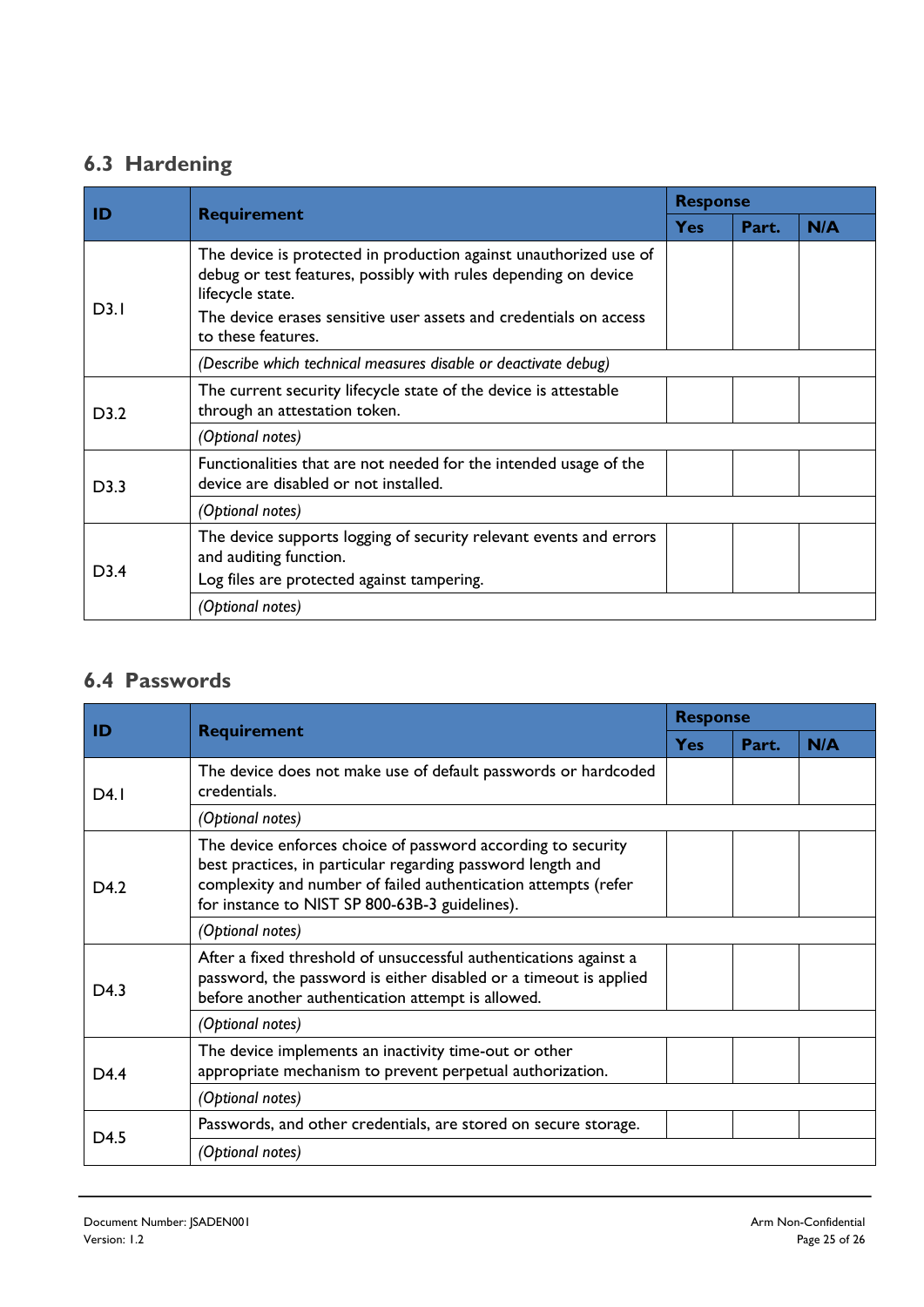## 6.3 Hardening

| ID | Requirement | Response | | |
|---|---|---|---|---|
| | | Yes | Part. | N/A |
| D3.1 | The device is protected in production against unauthorized use of debug or test features, possibly with rules depending on device lifecycle state.<br>The device erases sensitive user assets and credentials on access to these features. | | | |
| | *(Describe which technical measures disable or deactivate debug)* | | | |
| D3.2 | The current security lifecycle state of the device is attestable through an attestation token. | | | |
| | *(Optional notes)* | | | |
| D3.3 | Functionalities that are not needed for the intended usage of the device are disabled or not installed. | | | |
| | *(Optional notes)* | | | |
| D3.4 | The device supports logging of security relevant events and errors and auditing function.<br>Log files are protected against tampering. | | | |
| | *(Optional notes)* | | | |

## 6.4 Passwords

| ID | Requirement | Response | | |
|---|---|---|---|---|
| | | Yes | Part. | N/A |
| D4.1 | The device does not make use of default passwords or hardcoded credentials. | | | |
| | *(Optional notes)* | | | |
| D4.2 | The device enforces choice of password according to security best practices, in particular regarding password length and complexity and number of failed authentication attempts (refer for instance to NIST SP 800-63B-3 guidelines). | | | |
| | *(Optional notes)* | | | |
| D4.3 | After a fixed threshold of unsuccessful authentications against a password, the password is either disabled or a timeout is applied before another authentication attempt is allowed. | | | |
| | *(Optional notes)* | | | |
| D4.4 | The device implements an inactivity time-out or other appropriate mechanism to prevent perpetual authorization. | | | |
| | *(Optional notes)* | | | |
| D4.5 | Passwords, and other credentials, are stored on secure storage. | | | |
| | *(Optional notes)* | | | |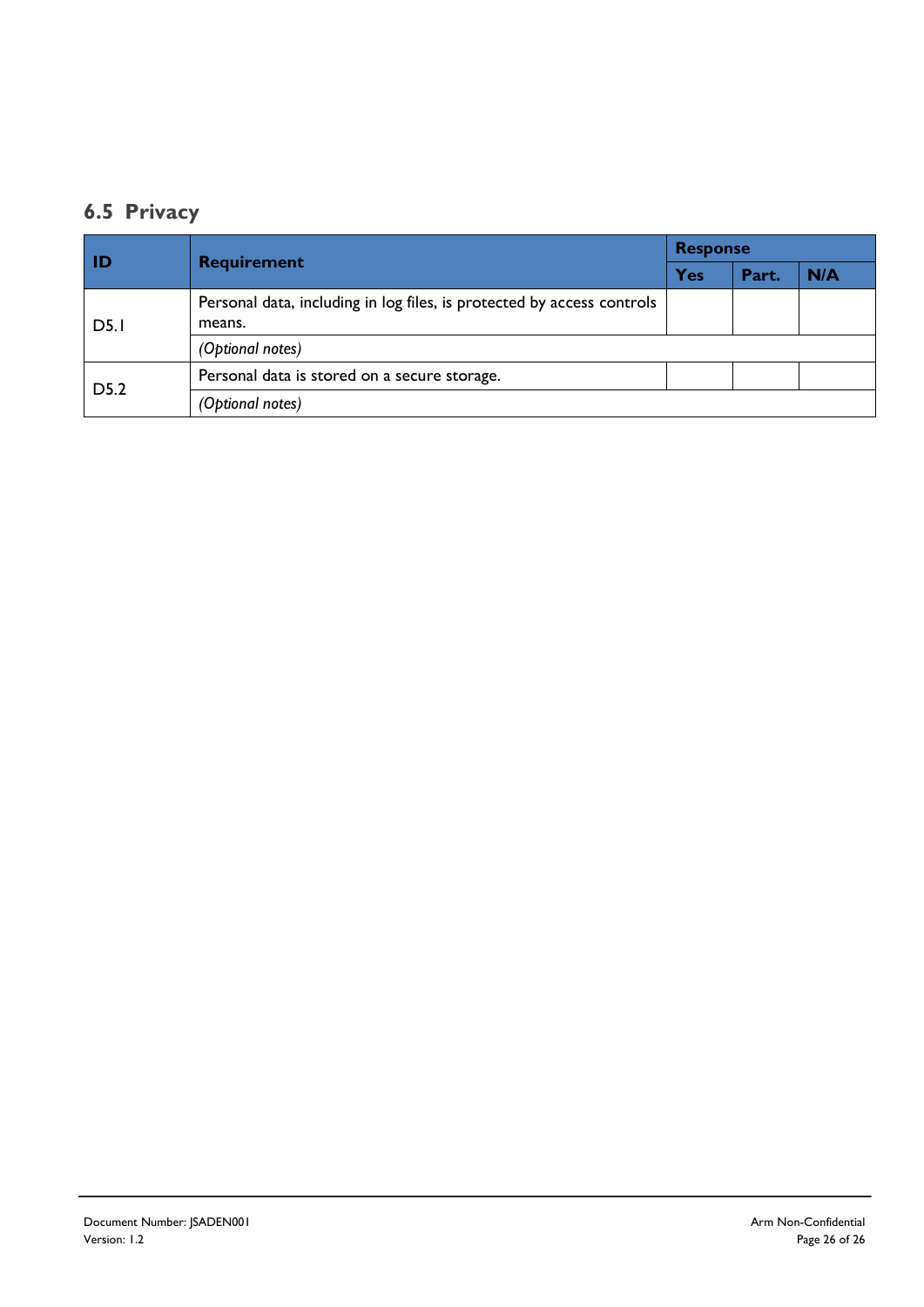## 6.5 Privacy

| ID | Requirement | Response | | |
|---|---|---|---|---|
| | | Yes | Part. | N/A |
| D5.1 | Personal data, including in log files, is protected by access controls means. | | | |
| | *(Optional notes)* | | | |
| D5.2 | Personal data is stored on a secure storage. | | | |
| | *(Optional notes)* | | | |

Document Number: JSADEN001
Version: 1.2

Arm Non-Confidential